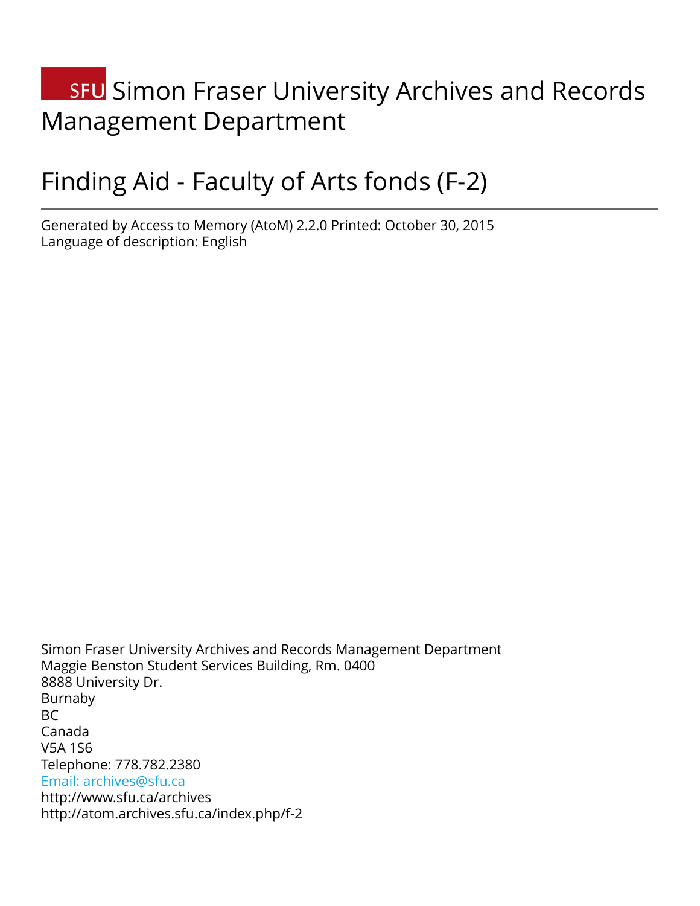# SFU Simon Fraser University Archives and Records Management Department

# Finding Aid - Faculty of Arts fonds (F-2)

Generated by Access to Memory (AtoM) 2.2.0 Printed: October 30, 2015
Language of description: English

Simon Fraser University Archives and Records Management Department
Maggie Benston Student Services Building, Rm. 0400
8888 University Dr.
Burnaby
BC
Canada
V5A 1S6
Telephone: 778.782.2380
Email: archives@sfu.ca
http://www.sfu.ca/archives
http://atom.archives.sfu.ca/index.php/f-2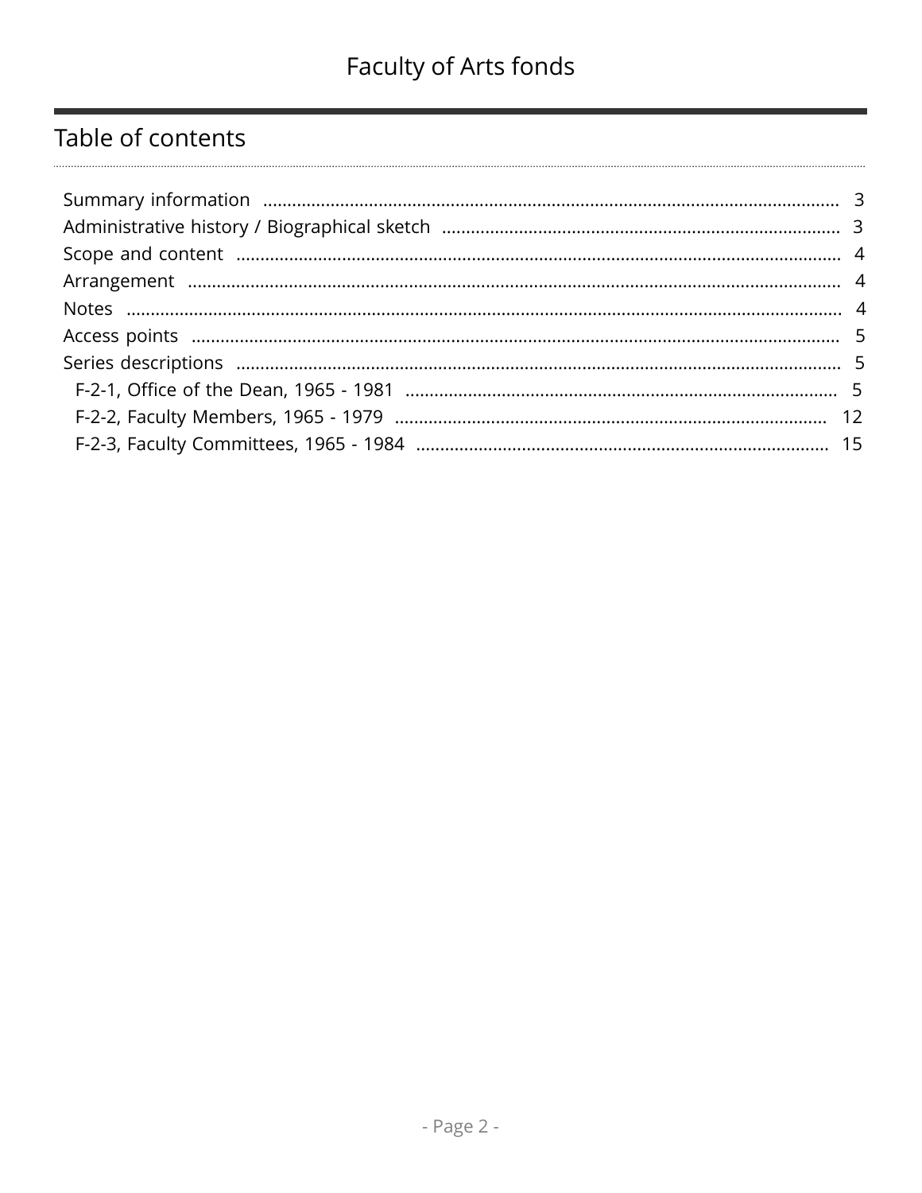## Table of contents

- Summary information ... 3
- Administrative history / Biographical sketch ... 3
- Scope and content ... 4
- Arrangement ... 4
- Notes ... 4
- Access points ... 5
- Series descriptions ... 5
  - F-2-1, Office of the Dean, 1965 - 1981 ... 5
  - F-2-2, Faculty Members, 1965 - 1979 ... 12
  - F-2-3, Faculty Committees, 1965 - 1984 ... 15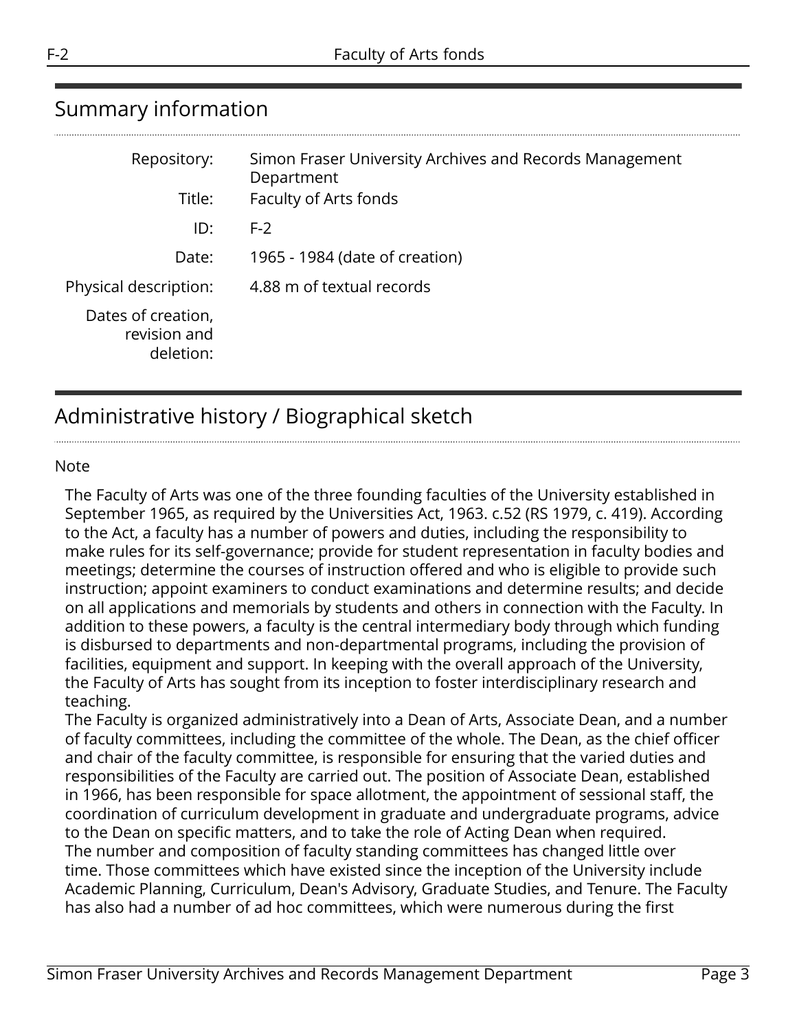## Summary information

| | |
|---|---|
| Repository: | Simon Fraser University Archives and Records Management Department |
| Title: | Faculty of Arts fonds |
| ID: | F-2 |
| Date: | 1965 - 1984 (date of creation) |
| Physical description: | 4.88 m of textual records |
| Dates of creation, revision and deletion: | |

## Administrative history / Biographical sketch

Note

The Faculty of Arts was one of the three founding faculties of the University established in September 1965, as required by the Universities Act, 1963. c.52 (RS 1979, c. 419). According to the Act, a faculty has a number of powers and duties, including the responsibility to make rules for its self-governance; provide for student representation in faculty bodies and meetings; determine the courses of instruction offered and who is eligible to provide such instruction; appoint examiners to conduct examinations and determine results; and decide on all applications and memorials by students and others in connection with the Faculty. In addition to these powers, a faculty is the central intermediary body through which funding is disbursed to departments and non-departmental programs, including the provision of facilities, equipment and support. In keeping with the overall approach of the University, the Faculty of Arts has sought from its inception to foster interdisciplinary research and teaching.

The Faculty is organized administratively into a Dean of Arts, Associate Dean, and a number of faculty committees, including the committee of the whole. The Dean, as the chief officer and chair of the faculty committee, is responsible for ensuring that the varied duties and responsibilities of the Faculty are carried out. The position of Associate Dean, established in 1966, has been responsible for space allotment, the appointment of sessional staff, the coordination of curriculum development in graduate and undergraduate programs, advice to the Dean on specific matters, and to take the role of Acting Dean when required.

The number and composition of faculty standing committees has changed little over time. Those committees which have existed since the inception of the University include Academic Planning, Curriculum, Dean's Advisory, Graduate Studies, and Tenure. The Faculty has also had a number of ad hoc committees, which were numerous during the first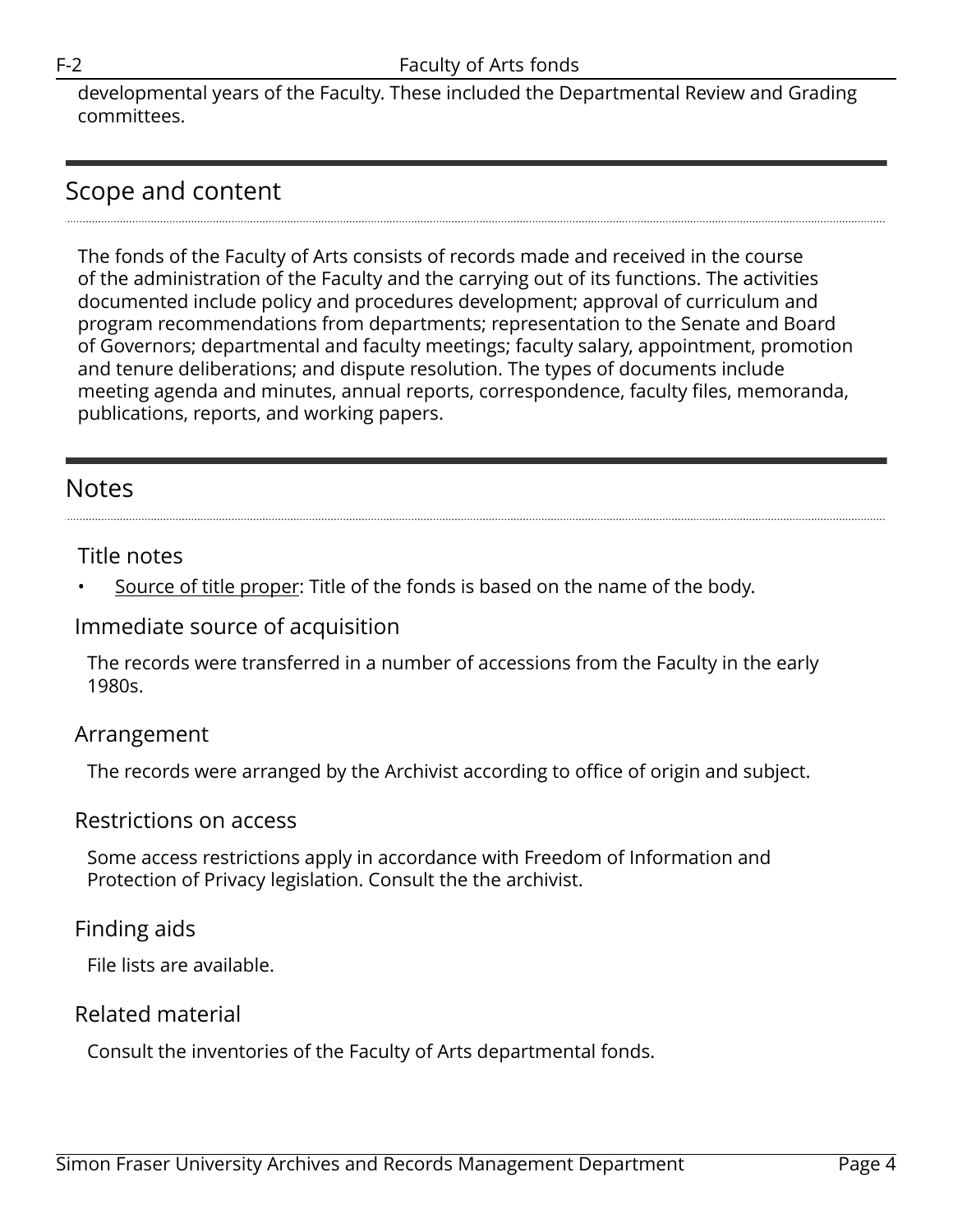developmental years of the Faculty. These included the Departmental Review and Grading committees.

## Scope and content

The fonds of the Faculty of Arts consists of records made and received in the course of the administration of the Faculty and the carrying out of its functions. The activities documented include policy and procedures development; approval of curriculum and program recommendations from departments; representation to the Senate and Board of Governors; departmental and faculty meetings; faculty salary, appointment, promotion and tenure deliberations; and dispute resolution. The types of documents include meeting agenda and minutes, annual reports, correspondence, faculty files, memoranda, publications, reports, and working papers.

## Notes

### Title notes

- Source of title proper: Title of the fonds is based on the name of the body.

### Immediate source of acquisition

The records were transferred in a number of accessions from the Faculty in the early 1980s.

### Arrangement

The records were arranged by the Archivist according to office of origin and subject.

### Restrictions on access

Some access restrictions apply in accordance with Freedom of Information and Protection of Privacy legislation. Consult the the archivist.

### Finding aids

File lists are available.

### Related material

Consult the inventories of the Faculty of Arts departmental fonds.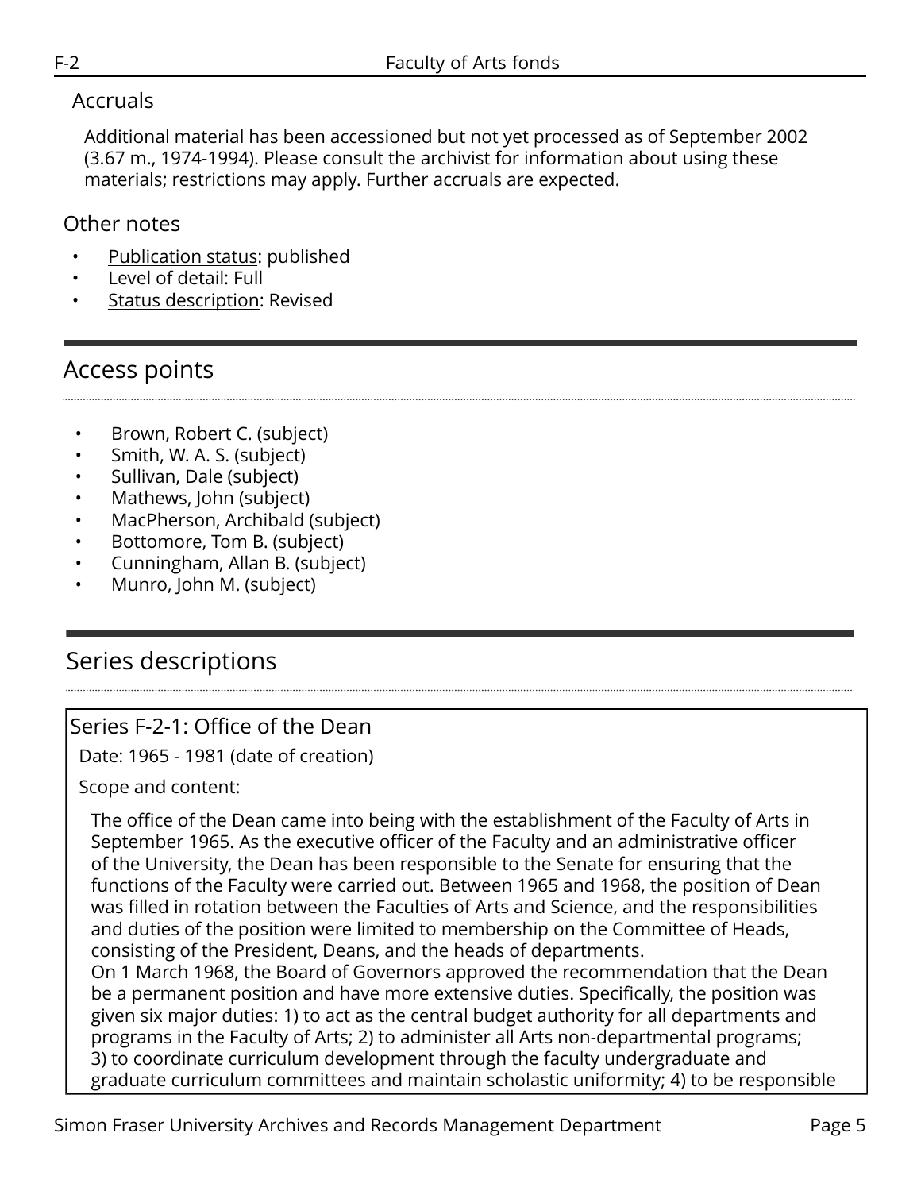### Accruals

Additional material has been accessioned but not yet processed as of September 2002 (3.67 m., 1974-1994). Please consult the archivist for information about using these materials; restrictions may apply. Further accruals are expected.

### Other notes

- Publication status: published
- Level of detail: Full
- Status description: Revised

## Access points

- Brown, Robert C. (subject)
- Smith, W. A. S. (subject)
- Sullivan, Dale (subject)
- Mathews, John (subject)
- MacPherson, Archibald (subject)
- Bottomore, Tom B. (subject)
- Cunningham, Allan B. (subject)
- Munro, John M. (subject)

## Series descriptions

### Series F-2-1: Office of the Dean

Date: 1965 - 1981 (date of creation)

Scope and content:

The office of the Dean came into being with the establishment of the Faculty of Arts in September 1965. As the executive officer of the Faculty and an administrative officer of the University, the Dean has been responsible to the Senate for ensuring that the functions of the Faculty were carried out. Between 1965 and 1968, the position of Dean was filled in rotation between the Faculties of Arts and Science, and the responsibilities and duties of the position were limited to membership on the Committee of Heads, consisting of the President, Deans, and the heads of departments.
On 1 March 1968, the Board of Governors approved the recommendation that the Dean be a permanent position and have more extensive duties. Specifically, the position was given six major duties: 1) to act as the central budget authority for all departments and programs in the Faculty of Arts; 2) to administer all Arts non-departmental programs; 3) to coordinate curriculum development through the faculty undergraduate and graduate curriculum committees and maintain scholastic uniformity; 4) to be responsible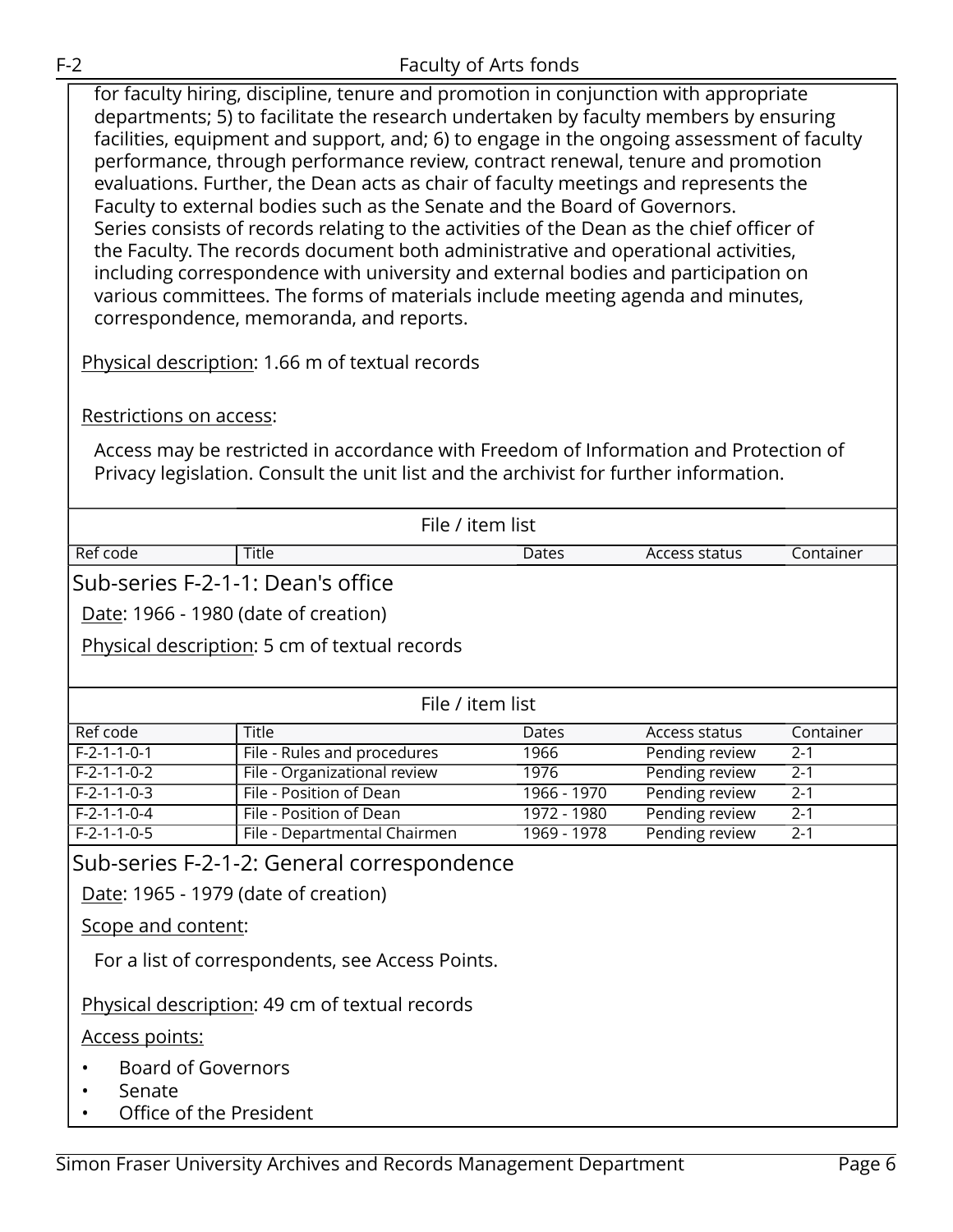for faculty hiring, discipline, tenure and promotion in conjunction with appropriate departments; 5) to facilitate the research undertaken by faculty members by ensuring facilities, equipment and support, and; 6) to engage in the ongoing assessment of faculty performance, through performance review, contract renewal, tenure and promotion evaluations. Further, the Dean acts as chair of faculty meetings and represents the Faculty to external bodies such as the Senate and the Board of Governors.
Series consists of records relating to the activities of the Dean as the chief officer of the Faculty. The records document both administrative and operational activities, including correspondence with university and external bodies and participation on various committees. The forms of materials include meeting agenda and minutes, correspondence, memoranda, and reports.

Physical description: 1.66 m of textual records

Restrictions on access:

Access may be restricted in accordance with Freedom of Information and Protection of Privacy legislation. Consult the unit list and the archivist for further information.

File / item list

| Ref code | Title | Dates | Access status | Container |
|---|---|---|---|---|

## Sub-series F-2-1-1: Dean's office

Date: 1966 - 1980 (date of creation)

Physical description: 5 cm of textual records

File / item list

| Ref code | Title | Dates | Access status | Container |
|---|---|---|---|---|
| F-2-1-1-0-1 | File - Rules and procedures | 1966 | Pending review | 2-1 |
| F-2-1-1-0-2 | File - Organizational review | 1976 | Pending review | 2-1 |
| F-2-1-1-0-3 | File - Position of Dean | 1966 - 1970 | Pending review | 2-1 |
| F-2-1-1-0-4 | File - Position of Dean | 1972 - 1980 | Pending review | 2-1 |
| F-2-1-1-0-5 | File - Departmental Chairmen | 1969 - 1978 | Pending review | 2-1 |

## Sub-series F-2-1-2: General correspondence

Date: 1965 - 1979 (date of creation)

Scope and content:

For a list of correspondents, see Access Points.

Physical description: 49 cm of textual records

Access points:

- Board of Governors
- Senate
- Office of the President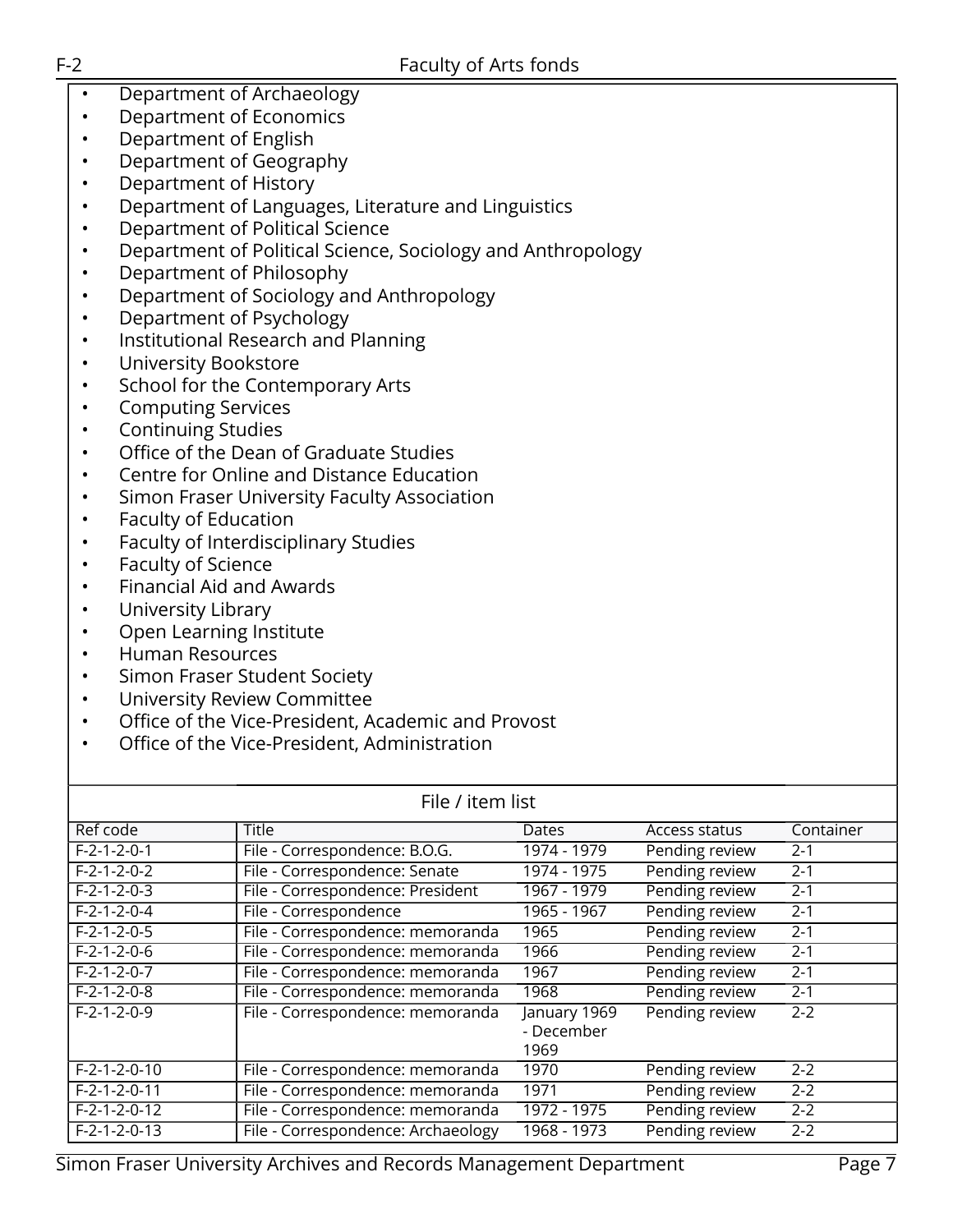- Department of Archaeology
- Department of Economics
- Department of English
- Department of Geography
- Department of History
- Department of Languages, Literature and Linguistics
- Department of Political Science
- Department of Political Science, Sociology and Anthropology
- Department of Philosophy
- Department of Sociology and Anthropology
- Department of Psychology
- Institutional Research and Planning
- University Bookstore
- School for the Contemporary Arts
- Computing Services
- Continuing Studies
- Office of the Dean of Graduate Studies
- Centre for Online and Distance Education
- Simon Fraser University Faculty Association
- Faculty of Education
- Faculty of Interdisciplinary Studies
- Faculty of Science
- Financial Aid and Awards
- University Library
- Open Learning Institute
- Human Resources
- Simon Fraser Student Society
- University Review Committee
- Office of the Vice-President, Academic and Provost
- Office of the Vice-President, Administration

## File / item list

| Ref code | Title | Dates | Access status | Container |
|---|---|---|---|---|
| F-2-1-2-0-1 | File - Correspondence: B.O.G. | 1974 - 1979 | Pending review | 2-1 |
| F-2-1-2-0-2 | File - Correspondence: Senate | 1974 - 1975 | Pending review | 2-1 |
| F-2-1-2-0-3 | File - Correspondence: President | 1967 - 1979 | Pending review | 2-1 |
| F-2-1-2-0-4 | File - Correspondence | 1965 - 1967 | Pending review | 2-1 |
| F-2-1-2-0-5 | File - Correspondence: memoranda | 1965 | Pending review | 2-1 |
| F-2-1-2-0-6 | File - Correspondence: memoranda | 1966 | Pending review | 2-1 |
| F-2-1-2-0-7 | File - Correspondence: memoranda | 1967 | Pending review | 2-1 |
| F-2-1-2-0-8 | File - Correspondence: memoranda | 1968 | Pending review | 2-1 |
| F-2-1-2-0-9 | File - Correspondence: memoranda | January 1969 - December 1969 | Pending review | 2-2 |
| F-2-1-2-0-10 | File - Correspondence: memoranda | 1970 | Pending review | 2-2 |
| F-2-1-2-0-11 | File - Correspondence: memoranda | 1971 | Pending review | 2-2 |
| F-2-1-2-0-12 | File - Correspondence: memoranda | 1972 - 1975 | Pending review | 2-2 |
| F-2-1-2-0-13 | File - Correspondence: Archaeology | 1968 - 1973 | Pending review | 2-2 |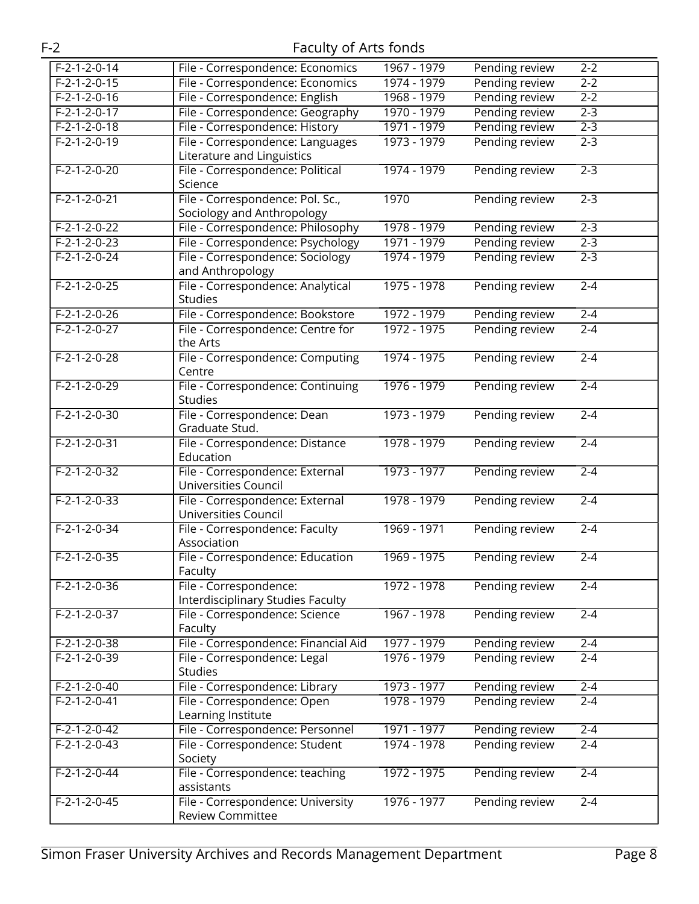| F-2-1-2-0-14 | File - Correspondence: Economics | 1967 - 1979 | Pending review | 2-2 |
|---|---|---|---|---|
| F-2-1-2-0-15 | File - Correspondence: Economics | 1974 - 1979 | Pending review | 2-2 |
| F-2-1-2-0-16 | File - Correspondence: English | 1968 - 1979 | Pending review | 2-2 |
| F-2-1-2-0-17 | File - Correspondence: Geography | 1970 - 1979 | Pending review | 2-3 |
| F-2-1-2-0-18 | File - Correspondence: History | 1971 - 1979 | Pending review | 2-3 |
| F-2-1-2-0-19 | File - Correspondence: Languages Literature and Linguistics | 1973 - 1979 | Pending review | 2-3 |
| F-2-1-2-0-20 | File - Correspondence: Political Science | 1974 - 1979 | Pending review | 2-3 |
| F-2-1-2-0-21 | File - Correspondence: Pol. Sc., Sociology and Anthropology | 1970 | Pending review | 2-3 |
| F-2-1-2-0-22 | File - Correspondence: Philosophy | 1978 - 1979 | Pending review | 2-3 |
| F-2-1-2-0-23 | File - Correspondence: Psychology | 1971 - 1979 | Pending review | 2-3 |
| F-2-1-2-0-24 | File - Correspondence: Sociology and Anthropology | 1974 - 1979 | Pending review | 2-3 |
| F-2-1-2-0-25 | File - Correspondence: Analytical Studies | 1975 - 1978 | Pending review | 2-4 |
| F-2-1-2-0-26 | File - Correspondence: Bookstore | 1972 - 1979 | Pending review | 2-4 |
| F-2-1-2-0-27 | File - Correspondence: Centre for the Arts | 1972 - 1975 | Pending review | 2-4 |
| F-2-1-2-0-28 | File - Correspondence: Computing Centre | 1974 - 1975 | Pending review | 2-4 |
| F-2-1-2-0-29 | File - Correspondence: Continuing Studies | 1976 - 1979 | Pending review | 2-4 |
| F-2-1-2-0-30 | File - Correspondence: Dean Graduate Stud. | 1973 - 1979 | Pending review | 2-4 |
| F-2-1-2-0-31 | File - Correspondence: Distance Education | 1978 - 1979 | Pending review | 2-4 |
| F-2-1-2-0-32 | File - Correspondence: External Universities Council | 1973 - 1977 | Pending review | 2-4 |
| F-2-1-2-0-33 | File - Correspondence: External Universities Council | 1978 - 1979 | Pending review | 2-4 |
| F-2-1-2-0-34 | File - Correspondence: Faculty Association | 1969 - 1971 | Pending review | 2-4 |
| F-2-1-2-0-35 | File - Correspondence: Education Faculty | 1969 - 1975 | Pending review | 2-4 |
| F-2-1-2-0-36 | File - Correspondence: Interdisciplinary Studies Faculty | 1972 - 1978 | Pending review | 2-4 |
| F-2-1-2-0-37 | File - Correspondence: Science Faculty | 1967 - 1978 | Pending review | 2-4 |
| F-2-1-2-0-38 | File - Correspondence: Financial Aid | 1977 - 1979 | Pending review | 2-4 |
| F-2-1-2-0-39 | File - Correspondence: Legal Studies | 1976 - 1979 | Pending review | 2-4 |
| F-2-1-2-0-40 | File - Correspondence: Library | 1973 - 1977 | Pending review | 2-4 |
| F-2-1-2-0-41 | File - Correspondence: Open Learning Institute | 1978 - 1979 | Pending review | 2-4 |
| F-2-1-2-0-42 | File - Correspondence: Personnel | 1971 - 1977 | Pending review | 2-4 |
| F-2-1-2-0-43 | File - Correspondence: Student Society | 1974 - 1978 | Pending review | 2-4 |
| F-2-1-2-0-44 | File - Correspondence: teaching assistants | 1972 - 1975 | Pending review | 2-4 |
| F-2-1-2-0-45 | File - Correspondence: University Review Committee | 1976 - 1977 | Pending review | 2-4 |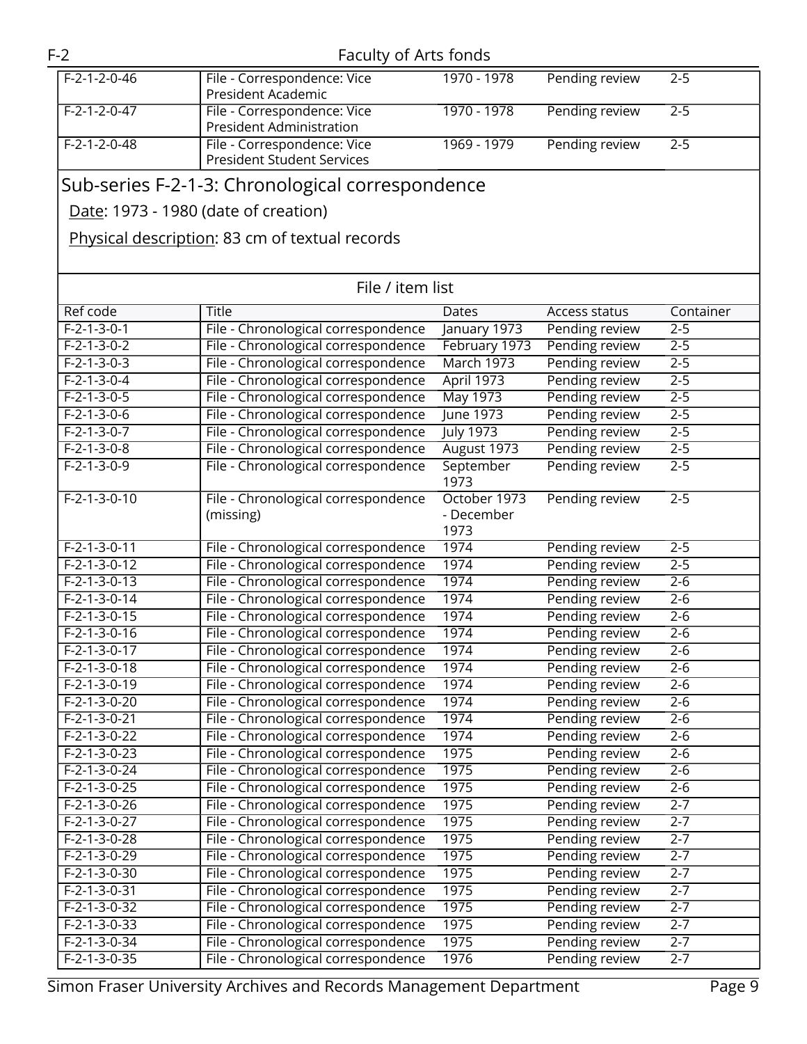| Ref code | Title | Dates | Access status | Container |
|---|---|---|---|---|
| F-2-1-2-0-46 | File - Correspondence: Vice President Academic | 1970 - 1978 | Pending review | 2-5 |
| F-2-1-2-0-47 | File - Correspondence: Vice President Administration | 1970 - 1978 | Pending review | 2-5 |
| F-2-1-2-0-48 | File - Correspondence: Vice President Student Services | 1969 - 1979 | Pending review | 2-5 |

## Sub-series F-2-1-3: Chronological correspondence

Date: 1973 - 1980 (date of creation)

Physical description: 83 cm of textual records

File / item list

| Ref code | Title | Dates | Access status | Container |
|---|---|---|---|---|
| F-2-1-3-0-1 | File - Chronological correspondence | January 1973 | Pending review | 2-5 |
| F-2-1-3-0-2 | File - Chronological correspondence | February 1973 | Pending review | 2-5 |
| F-2-1-3-0-3 | File - Chronological correspondence | March 1973 | Pending review | 2-5 |
| F-2-1-3-0-4 | File - Chronological correspondence | April 1973 | Pending review | 2-5 |
| F-2-1-3-0-5 | File - Chronological correspondence | May 1973 | Pending review | 2-5 |
| F-2-1-3-0-6 | File - Chronological correspondence | June 1973 | Pending review | 2-5 |
| F-2-1-3-0-7 | File - Chronological correspondence | July 1973 | Pending review | 2-5 |
| F-2-1-3-0-8 | File - Chronological correspondence | August 1973 | Pending review | 2-5 |
| F-2-1-3-0-9 | File - Chronological correspondence | September 1973 | Pending review | 2-5 |
| F-2-1-3-0-10 | File - Chronological correspondence (missing) | October 1973 - December 1973 | Pending review | 2-5 |
| F-2-1-3-0-11 | File - Chronological correspondence | 1974 | Pending review | 2-5 |
| F-2-1-3-0-12 | File - Chronological correspondence | 1974 | Pending review | 2-5 |
| F-2-1-3-0-13 | File - Chronological correspondence | 1974 | Pending review | 2-6 |
| F-2-1-3-0-14 | File - Chronological correspondence | 1974 | Pending review | 2-6 |
| F-2-1-3-0-15 | File - Chronological correspondence | 1974 | Pending review | 2-6 |
| F-2-1-3-0-16 | File - Chronological correspondence | 1974 | Pending review | 2-6 |
| F-2-1-3-0-17 | File - Chronological correspondence | 1974 | Pending review | 2-6 |
| F-2-1-3-0-18 | File - Chronological correspondence | 1974 | Pending review | 2-6 |
| F-2-1-3-0-19 | File - Chronological correspondence | 1974 | Pending review | 2-6 |
| F-2-1-3-0-20 | File - Chronological correspondence | 1974 | Pending review | 2-6 |
| F-2-1-3-0-21 | File - Chronological correspondence | 1974 | Pending review | 2-6 |
| F-2-1-3-0-22 | File - Chronological correspondence | 1974 | Pending review | 2-6 |
| F-2-1-3-0-23 | File - Chronological correspondence | 1975 | Pending review | 2-6 |
| F-2-1-3-0-24 | File - Chronological correspondence | 1975 | Pending review | 2-6 |
| F-2-1-3-0-25 | File - Chronological correspondence | 1975 | Pending review | 2-6 |
| F-2-1-3-0-26 | File - Chronological correspondence | 1975 | Pending review | 2-7 |
| F-2-1-3-0-27 | File - Chronological correspondence | 1975 | Pending review | 2-7 |
| F-2-1-3-0-28 | File - Chronological correspondence | 1975 | Pending review | 2-7 |
| F-2-1-3-0-29 | File - Chronological correspondence | 1975 | Pending review | 2-7 |
| F-2-1-3-0-30 | File - Chronological correspondence | 1975 | Pending review | 2-7 |
| F-2-1-3-0-31 | File - Chronological correspondence | 1975 | Pending review | 2-7 |
| F-2-1-3-0-32 | File - Chronological correspondence | 1975 | Pending review | 2-7 |
| F-2-1-3-0-33 | File - Chronological correspondence | 1975 | Pending review | 2-7 |
| F-2-1-3-0-34 | File - Chronological correspondence | 1975 | Pending review | 2-7 |
| F-2-1-3-0-35 | File - Chronological correspondence | 1976 | Pending review | 2-7 |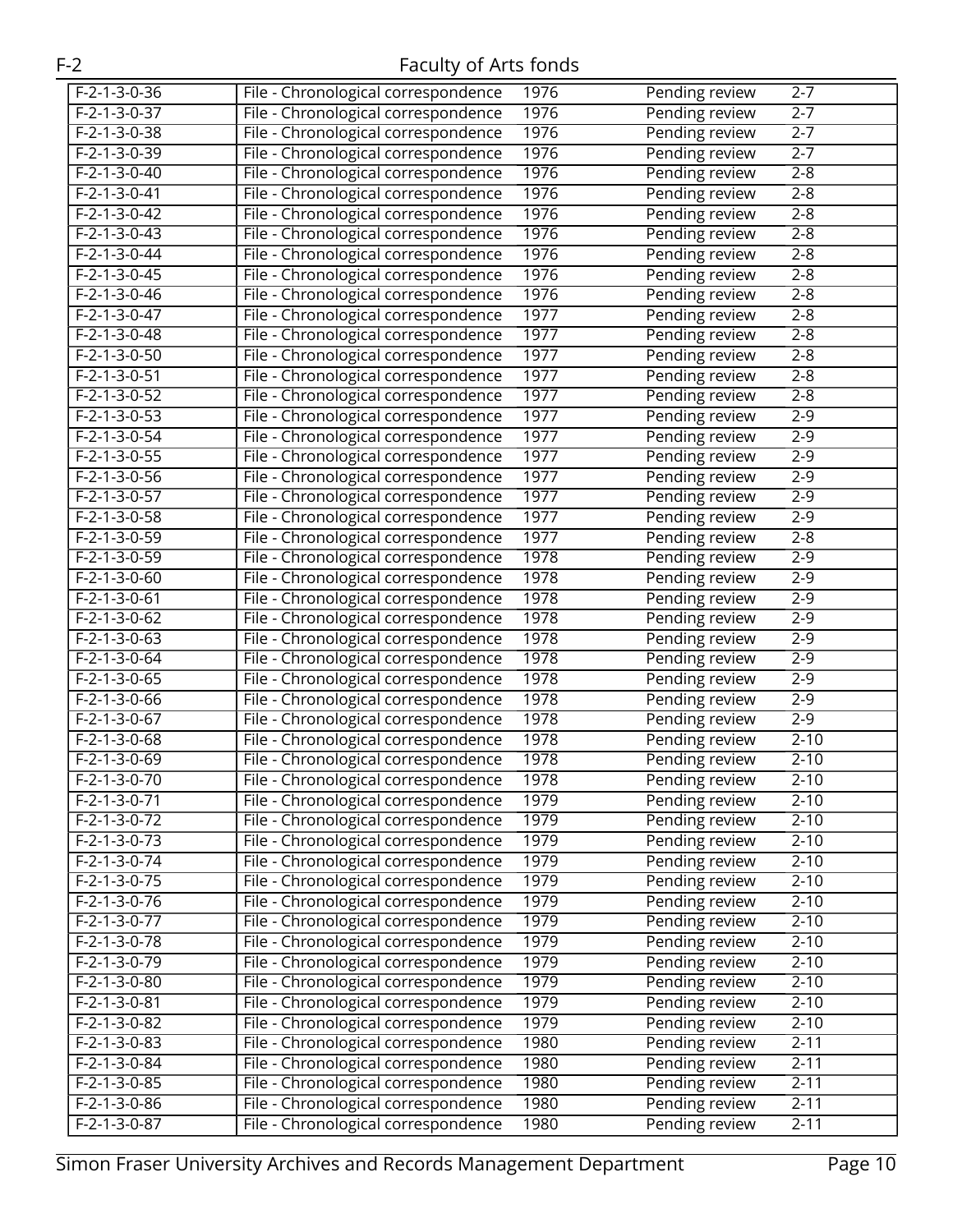| F-2-1-3-0-36 | File - Chronological correspondence | 1976 | Pending review | 2-7 |
|---|---|---|---|---|
| F-2-1-3-0-37 | File - Chronological correspondence | 1976 | Pending review | 2-7 |
| F-2-1-3-0-38 | File - Chronological correspondence | 1976 | Pending review | 2-7 |
| F-2-1-3-0-39 | File - Chronological correspondence | 1976 | Pending review | 2-7 |
| F-2-1-3-0-40 | File - Chronological correspondence | 1976 | Pending review | 2-8 |
| F-2-1-3-0-41 | File - Chronological correspondence | 1976 | Pending review | 2-8 |
| F-2-1-3-0-42 | File - Chronological correspondence | 1976 | Pending review | 2-8 |
| F-2-1-3-0-43 | File - Chronological correspondence | 1976 | Pending review | 2-8 |
| F-2-1-3-0-44 | File - Chronological correspondence | 1976 | Pending review | 2-8 |
| F-2-1-3-0-45 | File - Chronological correspondence | 1976 | Pending review | 2-8 |
| F-2-1-3-0-46 | File - Chronological correspondence | 1976 | Pending review | 2-8 |
| F-2-1-3-0-47 | File - Chronological correspondence | 1977 | Pending review | 2-8 |
| F-2-1-3-0-48 | File - Chronological correspondence | 1977 | Pending review | 2-8 |
| F-2-1-3-0-50 | File - Chronological correspondence | 1977 | Pending review | 2-8 |
| F-2-1-3-0-51 | File - Chronological correspondence | 1977 | Pending review | 2-8 |
| F-2-1-3-0-52 | File - Chronological correspondence | 1977 | Pending review | 2-8 |
| F-2-1-3-0-53 | File - Chronological correspondence | 1977 | Pending review | 2-9 |
| F-2-1-3-0-54 | File - Chronological correspondence | 1977 | Pending review | 2-9 |
| F-2-1-3-0-55 | File - Chronological correspondence | 1977 | Pending review | 2-9 |
| F-2-1-3-0-56 | File - Chronological correspondence | 1977 | Pending review | 2-9 |
| F-2-1-3-0-57 | File - Chronological correspondence | 1977 | Pending review | 2-9 |
| F-2-1-3-0-58 | File - Chronological correspondence | 1977 | Pending review | 2-9 |
| F-2-1-3-0-59 | File - Chronological correspondence | 1977 | Pending review | 2-8 |
| F-2-1-3-0-59 | File - Chronological correspondence | 1978 | Pending review | 2-9 |
| F-2-1-3-0-60 | File - Chronological correspondence | 1978 | Pending review | 2-9 |
| F-2-1-3-0-61 | File - Chronological correspondence | 1978 | Pending review | 2-9 |
| F-2-1-3-0-62 | File - Chronological correspondence | 1978 | Pending review | 2-9 |
| F-2-1-3-0-63 | File - Chronological correspondence | 1978 | Pending review | 2-9 |
| F-2-1-3-0-64 | File - Chronological correspondence | 1978 | Pending review | 2-9 |
| F-2-1-3-0-65 | File - Chronological correspondence | 1978 | Pending review | 2-9 |
| F-2-1-3-0-66 | File - Chronological correspondence | 1978 | Pending review | 2-9 |
| F-2-1-3-0-67 | File - Chronological correspondence | 1978 | Pending review | 2-9 |
| F-2-1-3-0-68 | File - Chronological correspondence | 1978 | Pending review | 2-10 |
| F-2-1-3-0-69 | File - Chronological correspondence | 1978 | Pending review | 2-10 |
| F-2-1-3-0-70 | File - Chronological correspondence | 1978 | Pending review | 2-10 |
| F-2-1-3-0-71 | File - Chronological correspondence | 1979 | Pending review | 2-10 |
| F-2-1-3-0-72 | File - Chronological correspondence | 1979 | Pending review | 2-10 |
| F-2-1-3-0-73 | File - Chronological correspondence | 1979 | Pending review | 2-10 |
| F-2-1-3-0-74 | File - Chronological correspondence | 1979 | Pending review | 2-10 |
| F-2-1-3-0-75 | File - Chronological correspondence | 1979 | Pending review | 2-10 |
| F-2-1-3-0-76 | File - Chronological correspondence | 1979 | Pending review | 2-10 |
| F-2-1-3-0-77 | File - Chronological correspondence | 1979 | Pending review | 2-10 |
| F-2-1-3-0-78 | File - Chronological correspondence | 1979 | Pending review | 2-10 |
| F-2-1-3-0-79 | File - Chronological correspondence | 1979 | Pending review | 2-10 |
| F-2-1-3-0-80 | File - Chronological correspondence | 1979 | Pending review | 2-10 |
| F-2-1-3-0-81 | File - Chronological correspondence | 1979 | Pending review | 2-10 |
| F-2-1-3-0-82 | File - Chronological correspondence | 1979 | Pending review | 2-10 |
| F-2-1-3-0-83 | File - Chronological correspondence | 1980 | Pending review | 2-11 |
| F-2-1-3-0-84 | File - Chronological correspondence | 1980 | Pending review | 2-11 |
| F-2-1-3-0-85 | File - Chronological correspondence | 1980 | Pending review | 2-11 |
| F-2-1-3-0-86 | File - Chronological correspondence | 1980 | Pending review | 2-11 |
| F-2-1-3-0-87 | File - Chronological correspondence | 1980 | Pending review | 2-11 |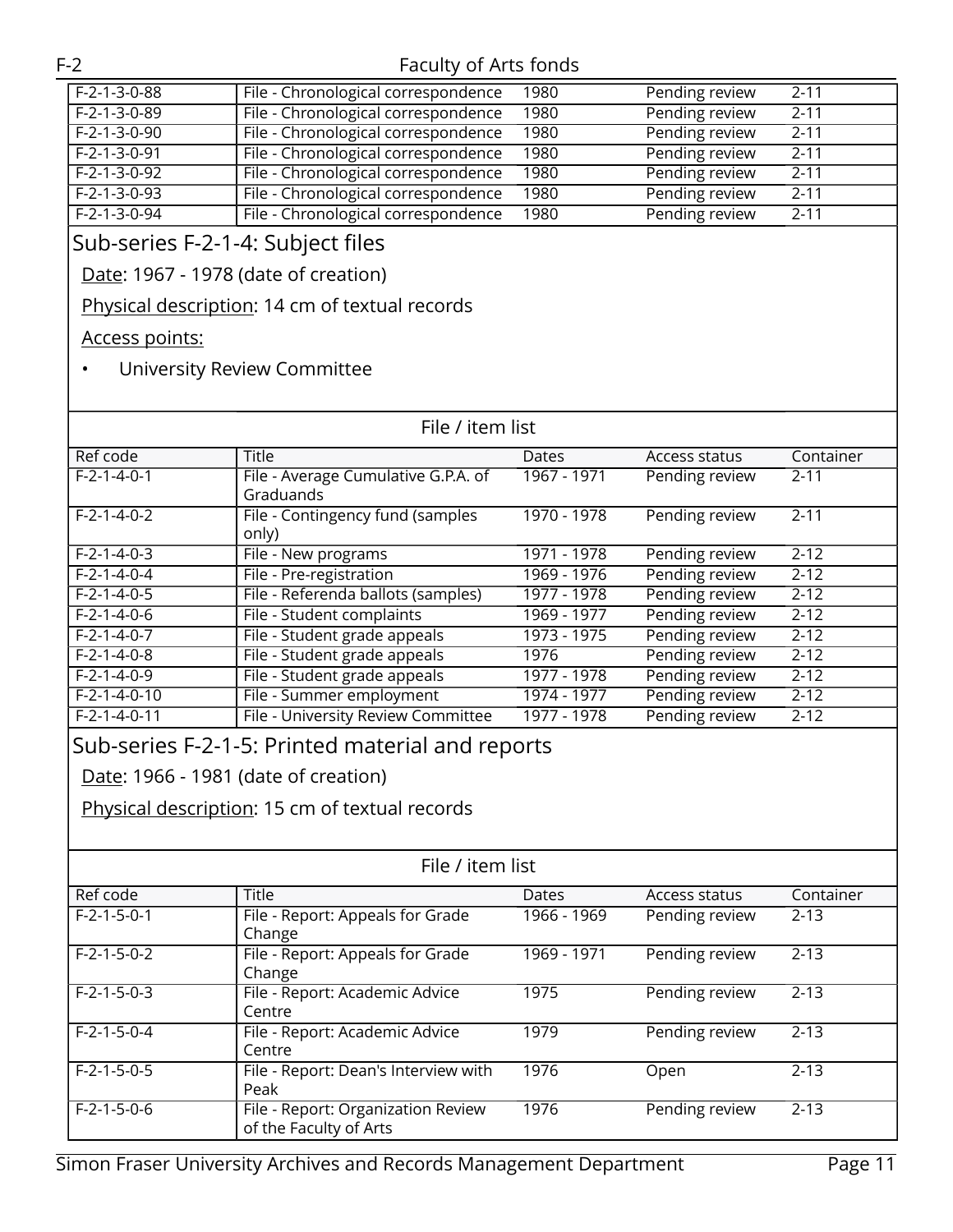| Ref code | Title | Dates | Access status | Container |
|---|---|---|---|---|
| F-2-1-3-0-88 | File - Chronological correspondence | 1980 | Pending review | 2-11 |
| F-2-1-3-0-89 | File - Chronological correspondence | 1980 | Pending review | 2-11 |
| F-2-1-3-0-90 | File - Chronological correspondence | 1980 | Pending review | 2-11 |
| F-2-1-3-0-91 | File - Chronological correspondence | 1980 | Pending review | 2-11 |
| F-2-1-3-0-92 | File - Chronological correspondence | 1980 | Pending review | 2-11 |
| F-2-1-3-0-93 | File - Chronological correspondence | 1980 | Pending review | 2-11 |
| F-2-1-3-0-94 | File - Chronological correspondence | 1980 | Pending review | 2-11 |

## Sub-series F-2-1-4: Subject files

Date: 1967 - 1978 (date of creation)

Physical description: 14 cm of textual records

Access points:

- University Review Committee

File / item list

| Ref code | Title | Dates | Access status | Container |
|---|---|---|---|---|
| F-2-1-4-0-1 | File - Average Cumulative G.P.A. of Graduands | 1967 - 1971 | Pending review | 2-11 |
| F-2-1-4-0-2 | File - Contingency fund (samples only) | 1970 - 1978 | Pending review | 2-11 |
| F-2-1-4-0-3 | File - New programs | 1971 - 1978 | Pending review | 2-12 |
| F-2-1-4-0-4 | File - Pre-registration | 1969 - 1976 | Pending review | 2-12 |
| F-2-1-4-0-5 | File - Referenda ballots (samples) | 1977 - 1978 | Pending review | 2-12 |
| F-2-1-4-0-6 | File - Student complaints | 1969 - 1977 | Pending review | 2-12 |
| F-2-1-4-0-7 | File - Student grade appeals | 1973 - 1975 | Pending review | 2-12 |
| F-2-1-4-0-8 | File - Student grade appeals | 1976 | Pending review | 2-12 |
| F-2-1-4-0-9 | File - Student grade appeals | 1977 - 1978 | Pending review | 2-12 |
| F-2-1-4-0-10 | File - Summer employment | 1974 - 1977 | Pending review | 2-12 |
| F-2-1-4-0-11 | File - University Review Committee | 1977 - 1978 | Pending review | 2-12 |

## Sub-series F-2-1-5: Printed material and reports

Date: 1966 - 1981 (date of creation)

Physical description: 15 cm of textual records

File / item list

| Ref code | Title | Dates | Access status | Container |
|---|---|---|---|---|
| F-2-1-5-0-1 | File - Report: Appeals for Grade Change | 1966 - 1969 | Pending review | 2-13 |
| F-2-1-5-0-2 | File - Report: Appeals for Grade Change | 1969 - 1971 | Pending review | 2-13 |
| F-2-1-5-0-3 | File - Report: Academic Advice Centre | 1975 | Pending review | 2-13 |
| F-2-1-5-0-4 | File - Report: Academic Advice Centre | 1979 | Pending review | 2-13 |
| F-2-1-5-0-5 | File - Report: Dean's Interview with Peak | 1976 | Open | 2-13 |
| F-2-1-5-0-6 | File - Report: Organization Review of the Faculty of Arts | 1976 | Pending review | 2-13 |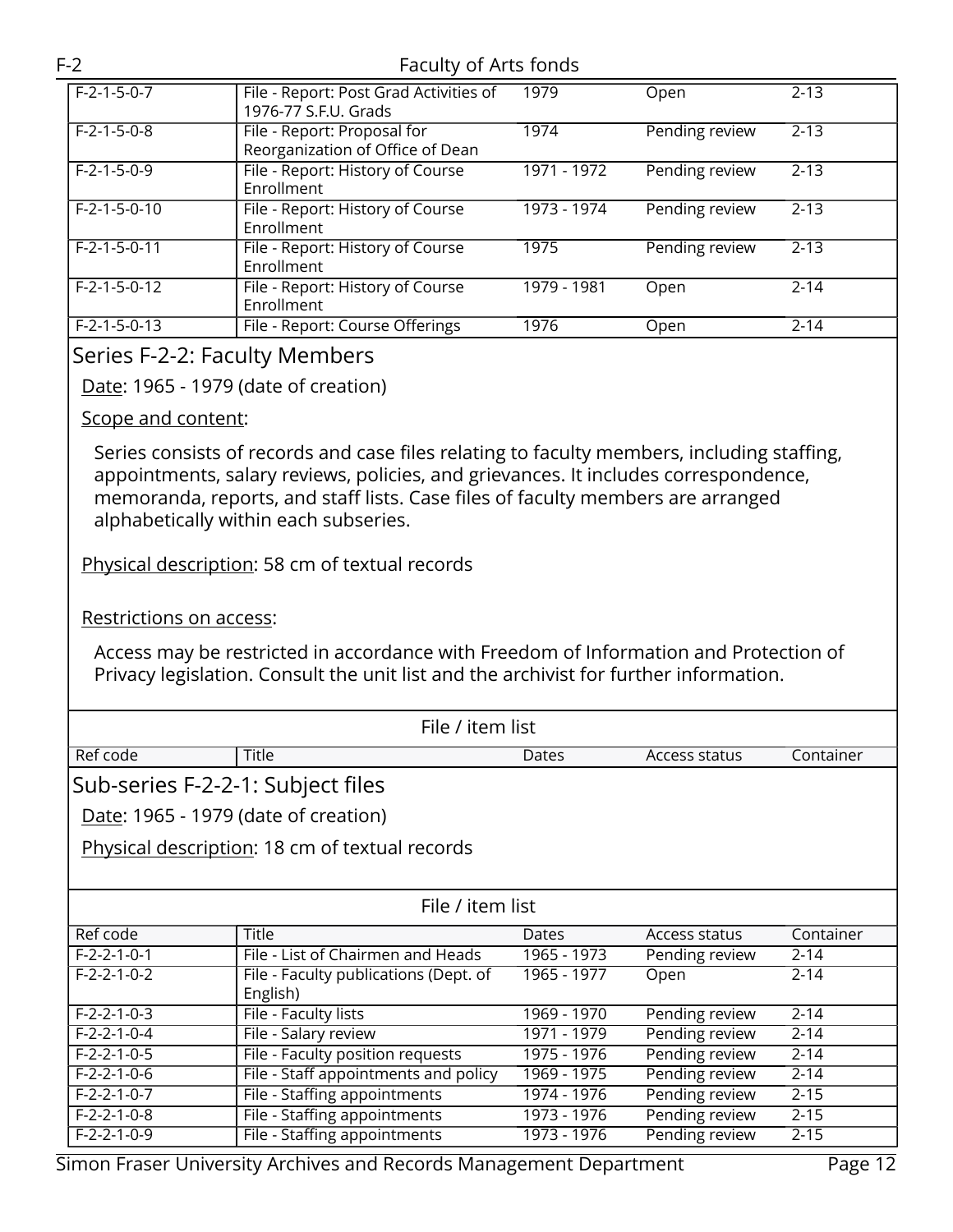| Ref code | Title | Dates | Access status | Container |
|---|---|---|---|---|
| F-2-1-5-0-7 | File - Report: Post Grad Activities of 1976-77 S.F.U. Grads | 1979 | Open | 2-13 |
| F-2-1-5-0-8 | File - Report: Proposal for Reorganization of Office of Dean | 1974 | Pending review | 2-13 |
| F-2-1-5-0-9 | File - Report: History of Course Enrollment | 1971 - 1972 | Pending review | 2-13 |
| F-2-1-5-0-10 | File - Report: History of Course Enrollment | 1973 - 1974 | Pending review | 2-13 |
| F-2-1-5-0-11 | File - Report: History of Course Enrollment | 1975 | Pending review | 2-13 |
| F-2-1-5-0-12 | File - Report: History of Course Enrollment | 1979 - 1981 | Open | 2-14 |
| F-2-1-5-0-13 | File - Report: Course Offerings | 1976 | Open | 2-14 |

## Series F-2-2: Faculty Members

Date: 1965 - 1979 (date of creation)

Scope and content:

Series consists of records and case files relating to faculty members, including staffing, appointments, salary reviews, policies, and grievances. It includes correspondence, memoranda, reports, and staff lists. Case files of faculty members are arranged alphabetically within each subseries.

Physical description: 58 cm of textual records

Restrictions on access:

Access may be restricted in accordance with Freedom of Information and Protection of Privacy legislation. Consult the unit list and the archivist for further information.

File / item list

| Ref code | Title | Dates | Access status | Container |
|---|---|---|---|---|

### Sub-series F-2-2-1: Subject files

Date: 1965 - 1979 (date of creation)

Physical description: 18 cm of textual records

File / item list

| Ref code | Title | Dates | Access status | Container |
|---|---|---|---|---|
| F-2-2-1-0-1 | File - List of Chairmen and Heads | 1965 - 1973 | Pending review | 2-14 |
| F-2-2-1-0-2 | File - Faculty publications (Dept. of English) | 1965 - 1977 | Open | 2-14 |
| F-2-2-1-0-3 | File - Faculty lists | 1969 - 1970 | Pending review | 2-14 |
| F-2-2-1-0-4 | File - Salary review | 1971 - 1979 | Pending review | 2-14 |
| F-2-2-1-0-5 | File - Faculty position requests | 1975 - 1976 | Pending review | 2-14 |
| F-2-2-1-0-6 | File - Staff appointments and policy | 1969 - 1975 | Pending review | 2-14 |
| F-2-2-1-0-7 | File - Staffing appointments | 1974 - 1976 | Pending review | 2-15 |
| F-2-2-1-0-8 | File - Staffing appointments | 1973 - 1976 | Pending review | 2-15 |
| F-2-2-1-0-9 | File - Staffing appointments | 1973 - 1976 | Pending review | 2-15 |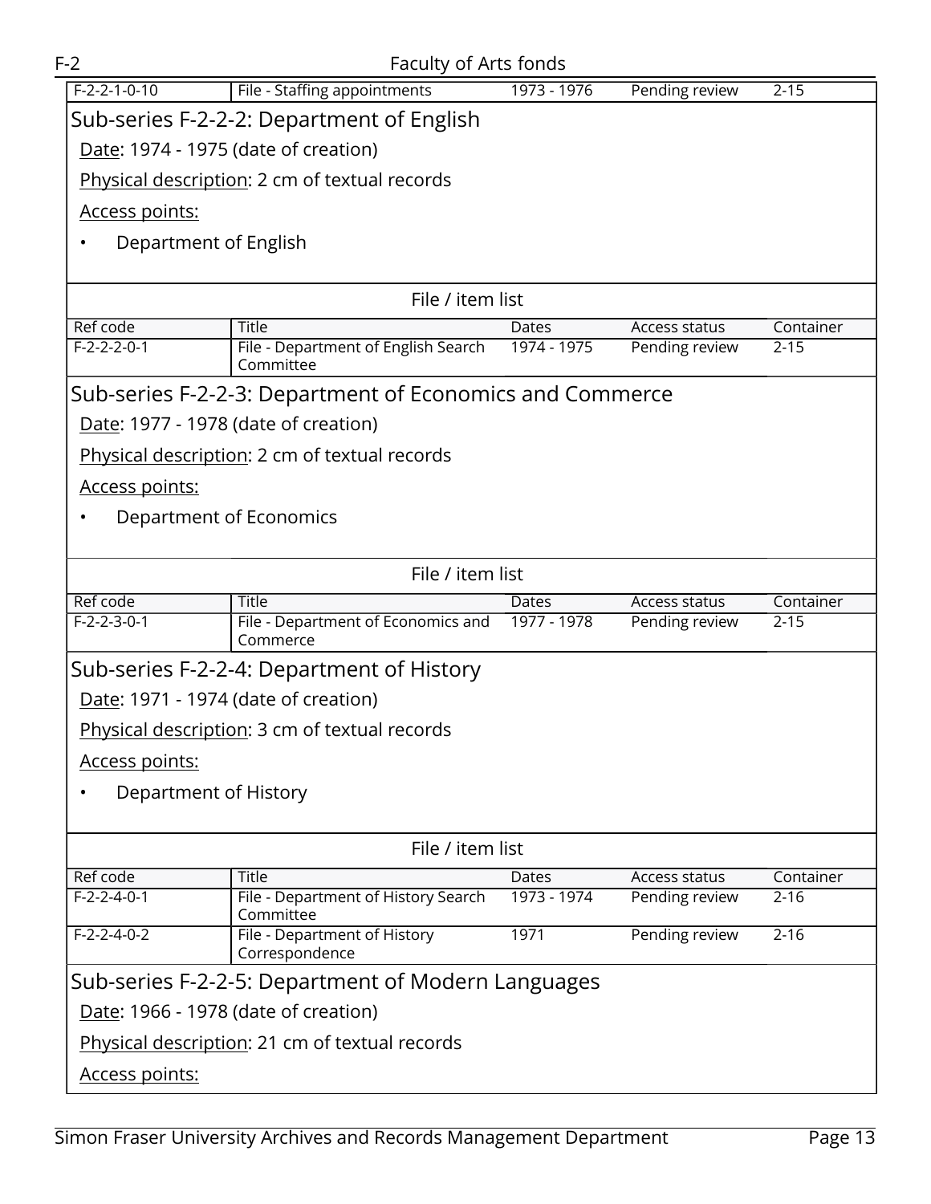| F-2-2-1-0-10 | File - Staffing appointments | 1973 - 1976 | Pending review | 2-15 |
|---|---|---|---|---|

## Sub-series F-2-2-2: Department of English

Date: 1974 - 1975 (date of creation)

Physical description: 2 cm of textual records

Access points:

- Department of English

File / item list

| Ref code | Title | Dates | Access status | Container |
|---|---|---|---|---|
| F-2-2-2-0-1 | File - Department of English Search Committee | 1974 - 1975 | Pending review | 2-15 |

## Sub-series F-2-2-3: Department of Economics and Commerce

Date: 1977 - 1978 (date of creation)

Physical description: 2 cm of textual records

Access points:

- Department of Economics

File / item list

| Ref code | Title | Dates | Access status | Container |
|---|---|---|---|---|
| F-2-2-3-0-1 | File - Department of Economics and Commerce | 1977 - 1978 | Pending review | 2-15 |

## Sub-series F-2-2-4: Department of History

Date: 1971 - 1974 (date of creation)

Physical description: 3 cm of textual records

Access points:

- Department of History

File / item list

| Ref code | Title | Dates | Access status | Container |
|---|---|---|---|---|
| F-2-2-4-0-1 | File - Department of History Search Committee | 1973 - 1974 | Pending review | 2-16 |
| F-2-2-4-0-2 | File - Department of History Correspondence | 1971 | Pending review | 2-16 |

## Sub-series F-2-2-5: Department of Modern Languages

Date: 1966 - 1978 (date of creation)

Physical description: 21 cm of textual records

Access points: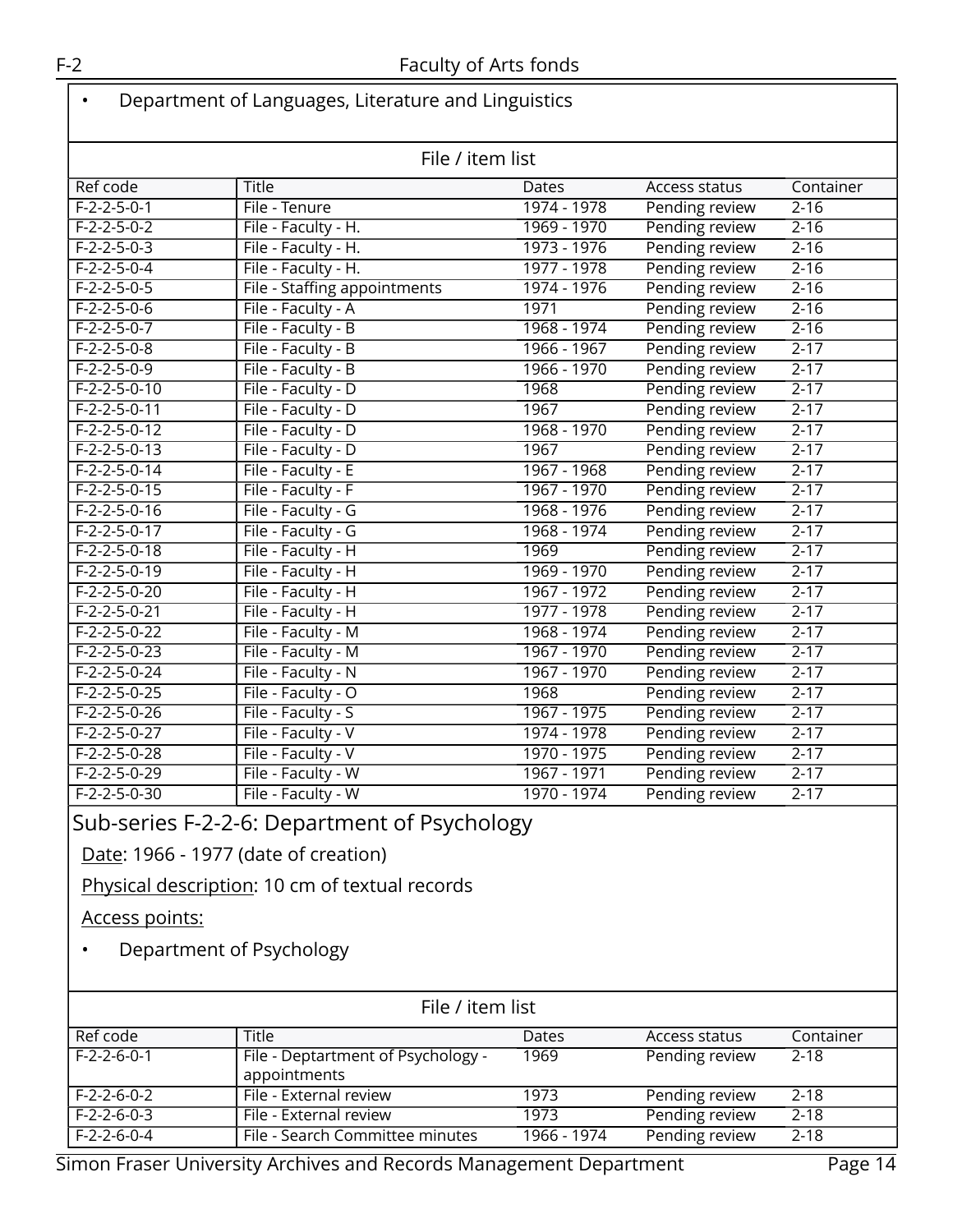- Department of Languages, Literature and Linguistics

File / item list

| Ref code | Title | Dates | Access status | Container |
|---|---|---|---|---|
| F-2-2-5-0-1 | File - Tenure | 1974 - 1978 | Pending review | 2-16 |
| F-2-2-5-0-2 | File - Faculty - H. | 1969 - 1970 | Pending review | 2-16 |
| F-2-2-5-0-3 | File - Faculty - H. | 1973 - 1976 | Pending review | 2-16 |
| F-2-2-5-0-4 | File - Faculty - H. | 1977 - 1978 | Pending review | 2-16 |
| F-2-2-5-0-5 | File - Staffing appointments | 1974 - 1976 | Pending review | 2-16 |
| F-2-2-5-0-6 | File - Faculty - A | 1971 | Pending review | 2-16 |
| F-2-2-5-0-7 | File - Faculty - B | 1968 - 1974 | Pending review | 2-16 |
| F-2-2-5-0-8 | File - Faculty - B | 1966 - 1967 | Pending review | 2-17 |
| F-2-2-5-0-9 | File - Faculty - B | 1966 - 1970 | Pending review | 2-17 |
| F-2-2-5-0-10 | File - Faculty - D | 1968 | Pending review | 2-17 |
| F-2-2-5-0-11 | File - Faculty - D | 1967 | Pending review | 2-17 |
| F-2-2-5-0-12 | File - Faculty - D | 1968 - 1970 | Pending review | 2-17 |
| F-2-2-5-0-13 | File - Faculty - D | 1967 | Pending review | 2-17 |
| F-2-2-5-0-14 | File - Faculty - E | 1967 - 1968 | Pending review | 2-17 |
| F-2-2-5-0-15 | File - Faculty - F | 1967 - 1970 | Pending review | 2-17 |
| F-2-2-5-0-16 | File - Faculty - G | 1968 - 1976 | Pending review | 2-17 |
| F-2-2-5-0-17 | File - Faculty - G | 1968 - 1974 | Pending review | 2-17 |
| F-2-2-5-0-18 | File - Faculty - H | 1969 | Pending review | 2-17 |
| F-2-2-5-0-19 | File - Faculty - H | 1969 - 1970 | Pending review | 2-17 |
| F-2-2-5-0-20 | File - Faculty - H | 1967 - 1972 | Pending review | 2-17 |
| F-2-2-5-0-21 | File - Faculty - H | 1977 - 1978 | Pending review | 2-17 |
| F-2-2-5-0-22 | File - Faculty - M | 1968 - 1974 | Pending review | 2-17 |
| F-2-2-5-0-23 | File - Faculty - M | 1967 - 1970 | Pending review | 2-17 |
| F-2-2-5-0-24 | File - Faculty - N | 1967 - 1970 | Pending review | 2-17 |
| F-2-2-5-0-25 | File - Faculty - O | 1968 | Pending review | 2-17 |
| F-2-2-5-0-26 | File - Faculty - S | 1967 - 1975 | Pending review | 2-17 |
| F-2-2-5-0-27 | File - Faculty - V | 1974 - 1978 | Pending review | 2-17 |
| F-2-2-5-0-28 | File - Faculty - V | 1970 - 1975 | Pending review | 2-17 |
| F-2-2-5-0-29 | File - Faculty - W | 1967 - 1971 | Pending review | 2-17 |
| F-2-2-5-0-30 | File - Faculty - W | 1970 - 1974 | Pending review | 2-17 |

## Sub-series F-2-2-6: Department of Psychology

Date: 1966 - 1977 (date of creation)

Physical description: 10 cm of textual records

Access points:

- Department of Psychology

File / item list

| Ref code | Title | Dates | Access status | Container |
|---|---|---|---|---|
| F-2-2-6-0-1 | File - Deptartment of Psychology - appointments | 1969 | Pending review | 2-18 |
| F-2-2-6-0-2 | File - External review | 1973 | Pending review | 2-18 |
| F-2-2-6-0-3 | File - External review | 1973 | Pending review | 2-18 |
| F-2-2-6-0-4 | File - Search Committee minutes | 1966 - 1974 | Pending review | 2-18 |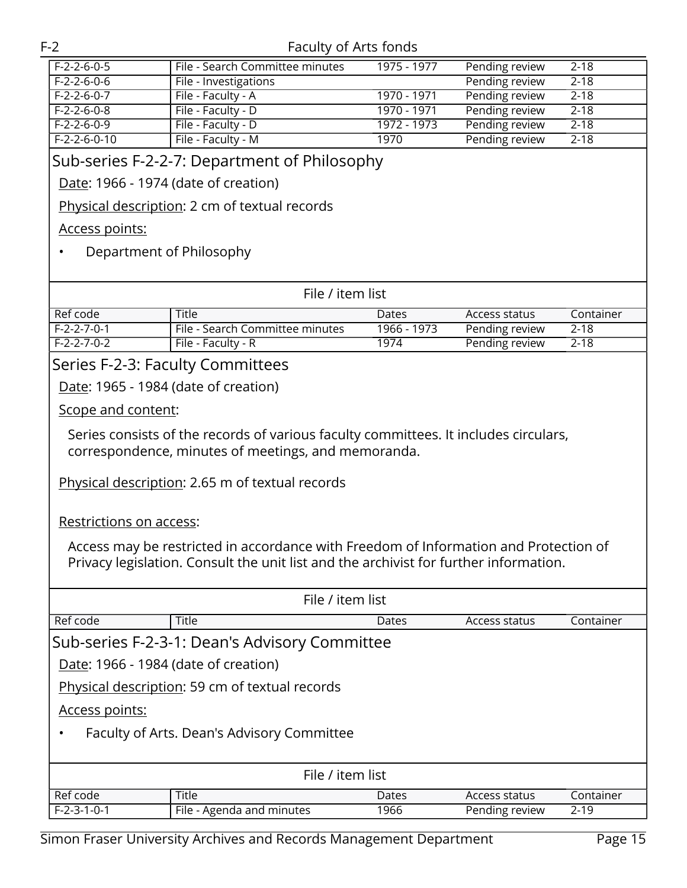| Ref code | Title | Dates | Access status | Container |
|---|---|---|---|---|
| F-2-2-6-0-5 | File - Search Committee minutes | 1975 - 1977 | Pending review | 2-18 |
| F-2-2-6-0-6 | File - Investigations | | Pending review | 2-18 |
| F-2-2-6-0-7 | File - Faculty - A | 1970 - 1971 | Pending review | 2-18 |
| F-2-2-6-0-8 | File - Faculty - D | 1970 - 1971 | Pending review | 2-18 |
| F-2-2-6-0-9 | File - Faculty - D | 1972 - 1973 | Pending review | 2-18 |
| F-2-2-6-0-10 | File - Faculty - M | 1970 | Pending review | 2-18 |

## Sub-series F-2-2-7: Department of Philosophy

Date: 1966 - 1974 (date of creation)

Physical description: 2 cm of textual records

Access points:

- Department of Philosophy

File / item list

| Ref code | Title | Dates | Access status | Container |
|---|---|---|---|---|
| F-2-2-7-0-1 | File - Search Committee minutes | 1966 - 1973 | Pending review | 2-18 |
| F-2-2-7-0-2 | File - Faculty - R | 1974 | Pending review | 2-18 |

## Series F-2-3: Faculty Committees

Date: 1965 - 1984 (date of creation)

Scope and content:

Series consists of the records of various faculty committees. It includes circulars, correspondence, minutes of meetings, and memoranda.

Physical description: 2.65 m of textual records

Restrictions on access:

Access may be restricted in accordance with Freedom of Information and Protection of Privacy legislation. Consult the unit list and the archivist for further information.

File / item list

| Ref code | Title | Dates | Access status | Container |
|---|---|---|---|---|

## Sub-series F-2-3-1: Dean's Advisory Committee

Date: 1966 - 1984 (date of creation)

Physical description: 59 cm of textual records

Access points:

- Faculty of Arts. Dean's Advisory Committee

File / item list

| Ref code | Title | Dates | Access status | Container |
|---|---|---|---|---|
| F-2-3-1-0-1 | File - Agenda and minutes | 1966 | Pending review | 2-19 |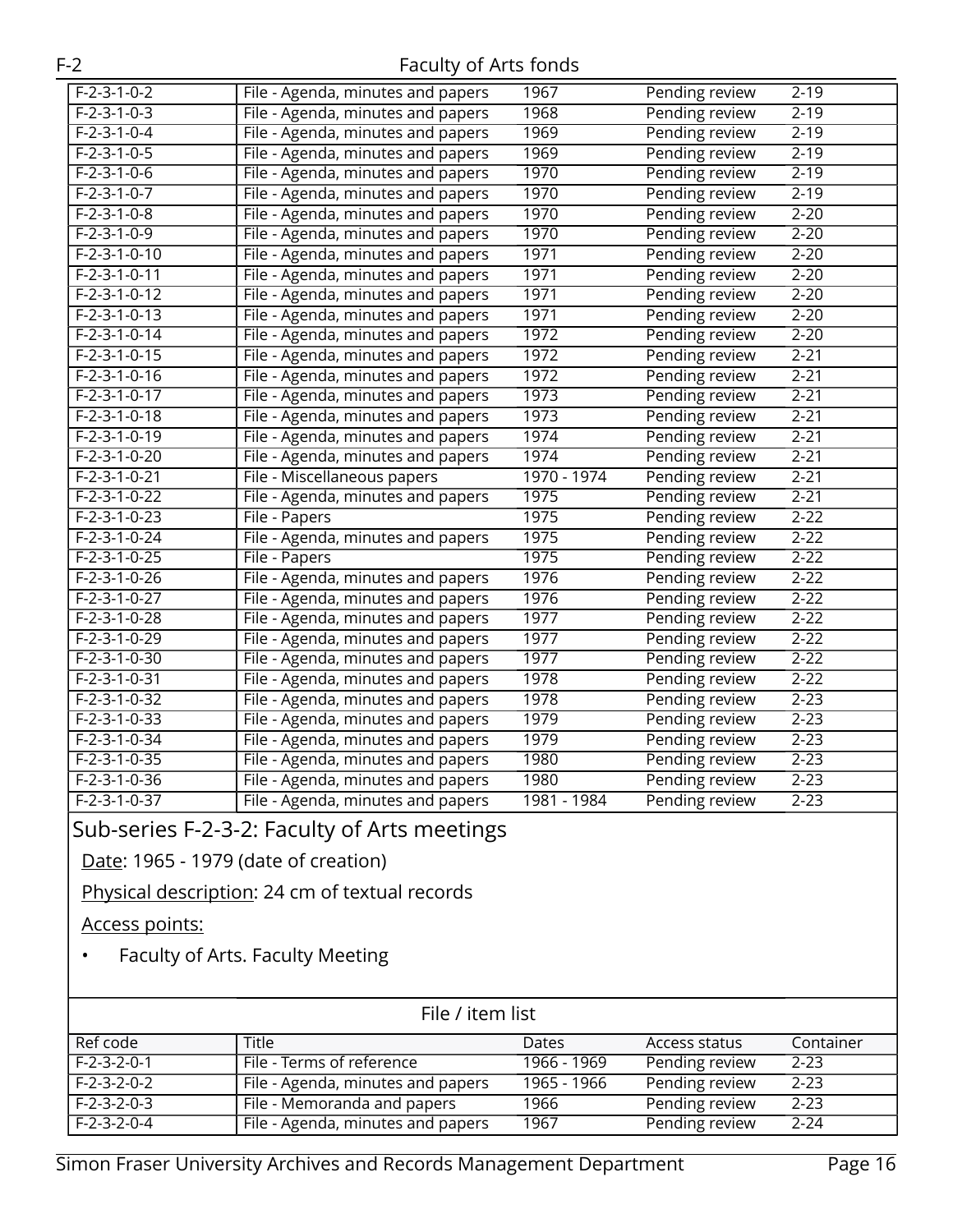| Ref code | Title | Dates | Access status | Container |
|---|---|---|---|---|
| F-2-3-1-0-2 | File - Agenda, minutes and papers | 1967 | Pending review | 2-19 |
| F-2-3-1-0-3 | File - Agenda, minutes and papers | 1968 | Pending review | 2-19 |
| F-2-3-1-0-4 | File - Agenda, minutes and papers | 1969 | Pending review | 2-19 |
| F-2-3-1-0-5 | File - Agenda, minutes and papers | 1969 | Pending review | 2-19 |
| F-2-3-1-0-6 | File - Agenda, minutes and papers | 1970 | Pending review | 2-19 |
| F-2-3-1-0-7 | File - Agenda, minutes and papers | 1970 | Pending review | 2-19 |
| F-2-3-1-0-8 | File - Agenda, minutes and papers | 1970 | Pending review | 2-20 |
| F-2-3-1-0-9 | File - Agenda, minutes and papers | 1970 | Pending review | 2-20 |
| F-2-3-1-0-10 | File - Agenda, minutes and papers | 1971 | Pending review | 2-20 |
| F-2-3-1-0-11 | File - Agenda, minutes and papers | 1971 | Pending review | 2-20 |
| F-2-3-1-0-12 | File - Agenda, minutes and papers | 1971 | Pending review | 2-20 |
| F-2-3-1-0-13 | File - Agenda, minutes and papers | 1971 | Pending review | 2-20 |
| F-2-3-1-0-14 | File - Agenda, minutes and papers | 1972 | Pending review | 2-20 |
| F-2-3-1-0-15 | File - Agenda, minutes and papers | 1972 | Pending review | 2-21 |
| F-2-3-1-0-16 | File - Agenda, minutes and papers | 1972 | Pending review | 2-21 |
| F-2-3-1-0-17 | File - Agenda, minutes and papers | 1973 | Pending review | 2-21 |
| F-2-3-1-0-18 | File - Agenda, minutes and papers | 1973 | Pending review | 2-21 |
| F-2-3-1-0-19 | File - Agenda, minutes and papers | 1974 | Pending review | 2-21 |
| F-2-3-1-0-20 | File - Agenda, minutes and papers | 1974 | Pending review | 2-21 |
| F-2-3-1-0-21 | File - Miscellaneous papers | 1970 - 1974 | Pending review | 2-21 |
| F-2-3-1-0-22 | File - Agenda, minutes and papers | 1975 | Pending review | 2-21 |
| F-2-3-1-0-23 | File - Papers | 1975 | Pending review | 2-22 |
| F-2-3-1-0-24 | File - Agenda, minutes and papers | 1975 | Pending review | 2-22 |
| F-2-3-1-0-25 | File - Papers | 1975 | Pending review | 2-22 |
| F-2-3-1-0-26 | File - Agenda, minutes and papers | 1976 | Pending review | 2-22 |
| F-2-3-1-0-27 | File - Agenda, minutes and papers | 1976 | Pending review | 2-22 |
| F-2-3-1-0-28 | File - Agenda, minutes and papers | 1977 | Pending review | 2-22 |
| F-2-3-1-0-29 | File - Agenda, minutes and papers | 1977 | Pending review | 2-22 |
| F-2-3-1-0-30 | File - Agenda, minutes and papers | 1977 | Pending review | 2-22 |
| F-2-3-1-0-31 | File - Agenda, minutes and papers | 1978 | Pending review | 2-22 |
| F-2-3-1-0-32 | File - Agenda, minutes and papers | 1978 | Pending review | 2-23 |
| F-2-3-1-0-33 | File - Agenda, minutes and papers | 1979 | Pending review | 2-23 |
| F-2-3-1-0-34 | File - Agenda, minutes and papers | 1979 | Pending review | 2-23 |
| F-2-3-1-0-35 | File - Agenda, minutes and papers | 1980 | Pending review | 2-23 |
| F-2-3-1-0-36 | File - Agenda, minutes and papers | 1980 | Pending review | 2-23 |
| F-2-3-1-0-37 | File - Agenda, minutes and papers | 1981 - 1984 | Pending review | 2-23 |

## Sub-series F-2-3-2: Faculty of Arts meetings

Date: 1965 - 1979 (date of creation)

Physical description: 24 cm of textual records

Access points:

- Faculty of Arts. Faculty Meeting

File / item list

| Ref code | Title | Dates | Access status | Container |
|---|---|---|---|---|
| F-2-3-2-0-1 | File - Terms of reference | 1966 - 1969 | Pending review | 2-23 |
| F-2-3-2-0-2 | File - Agenda, minutes and papers | 1965 - 1966 | Pending review | 2-23 |
| F-2-3-2-0-3 | File - Memoranda and papers | 1966 | Pending review | 2-23 |
| F-2-3-2-0-4 | File - Agenda, minutes and papers | 1967 | Pending review | 2-24 |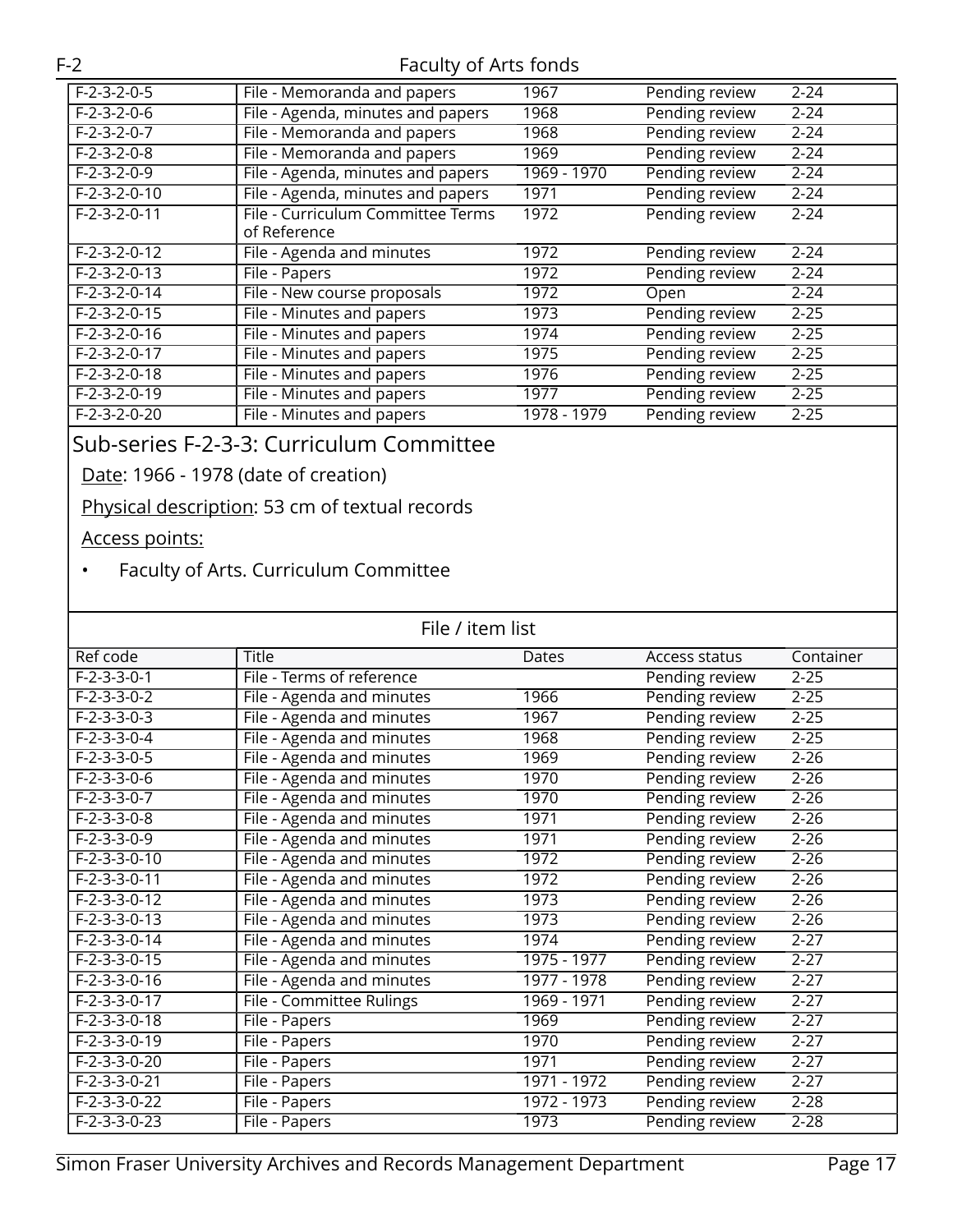| | | | | |
|---|---|---|---|---|
| F-2-3-2-0-5 | File - Memoranda and papers | 1967 | Pending review | 2-24 |
| F-2-3-2-0-6 | File - Agenda, minutes and papers | 1968 | Pending review | 2-24 |
| F-2-3-2-0-7 | File - Memoranda and papers | 1968 | Pending review | 2-24 |
| F-2-3-2-0-8 | File - Memoranda and papers | 1969 | Pending review | 2-24 |
| F-2-3-2-0-9 | File - Agenda, minutes and papers | 1969 - 1970 | Pending review | 2-24 |
| F-2-3-2-0-10 | File - Agenda, minutes and papers | 1971 | Pending review | 2-24 |
| F-2-3-2-0-11 | File - Curriculum Committee Terms of Reference | 1972 | Pending review | 2-24 |
| F-2-3-2-0-12 | File - Agenda and minutes | 1972 | Pending review | 2-24 |
| F-2-3-2-0-13 | File - Papers | 1972 | Pending review | 2-24 |
| F-2-3-2-0-14 | File - New course proposals | 1972 | Open | 2-24 |
| F-2-3-2-0-15 | File - Minutes and papers | 1973 | Pending review | 2-25 |
| F-2-3-2-0-16 | File - Minutes and papers | 1974 | Pending review | 2-25 |
| F-2-3-2-0-17 | File - Minutes and papers | 1975 | Pending review | 2-25 |
| F-2-3-2-0-18 | File - Minutes and papers | 1976 | Pending review | 2-25 |
| F-2-3-2-0-19 | File - Minutes and papers | 1977 | Pending review | 2-25 |
| F-2-3-2-0-20 | File - Minutes and papers | 1978 - 1979 | Pending review | 2-25 |

## Sub-series F-2-3-3: Curriculum Committee

Date: 1966 - 1978 (date of creation)

Physical description: 53 cm of textual records

Access points:

- Faculty of Arts. Curriculum Committee

File / item list

| Ref code | Title | Dates | Access status | Container |
|---|---|---|---|---|
| F-2-3-3-0-1 | File - Terms of reference | | Pending review | 2-25 |
| F-2-3-3-0-2 | File - Agenda and minutes | 1966 | Pending review | 2-25 |
| F-2-3-3-0-3 | File - Agenda and minutes | 1967 | Pending review | 2-25 |
| F-2-3-3-0-4 | File - Agenda and minutes | 1968 | Pending review | 2-25 |
| F-2-3-3-0-5 | File - Agenda and minutes | 1969 | Pending review | 2-26 |
| F-2-3-3-0-6 | File - Agenda and minutes | 1970 | Pending review | 2-26 |
| F-2-3-3-0-7 | File - Agenda and minutes | 1970 | Pending review | 2-26 |
| F-2-3-3-0-8 | File - Agenda and minutes | 1971 | Pending review | 2-26 |
| F-2-3-3-0-9 | File - Agenda and minutes | 1971 | Pending review | 2-26 |
| F-2-3-3-0-10 | File - Agenda and minutes | 1972 | Pending review | 2-26 |
| F-2-3-3-0-11 | File - Agenda and minutes | 1972 | Pending review | 2-26 |
| F-2-3-3-0-12 | File - Agenda and minutes | 1973 | Pending review | 2-26 |
| F-2-3-3-0-13 | File - Agenda and minutes | 1973 | Pending review | 2-26 |
| F-2-3-3-0-14 | File - Agenda and minutes | 1974 | Pending review | 2-27 |
| F-2-3-3-0-15 | File - Agenda and minutes | 1975 - 1977 | Pending review | 2-27 |
| F-2-3-3-0-16 | File - Agenda and minutes | 1977 - 1978 | Pending review | 2-27 |
| F-2-3-3-0-17 | File - Committee Rulings | 1969 - 1971 | Pending review | 2-27 |
| F-2-3-3-0-18 | File - Papers | 1969 | Pending review | 2-27 |
| F-2-3-3-0-19 | File - Papers | 1970 | Pending review | 2-27 |
| F-2-3-3-0-20 | File - Papers | 1971 | Pending review | 2-27 |
| F-2-3-3-0-21 | File - Papers | 1971 - 1972 | Pending review | 2-27 |
| F-2-3-3-0-22 | File - Papers | 1972 - 1973 | Pending review | 2-28 |
| F-2-3-3-0-23 | File - Papers | 1973 | Pending review | 2-28 |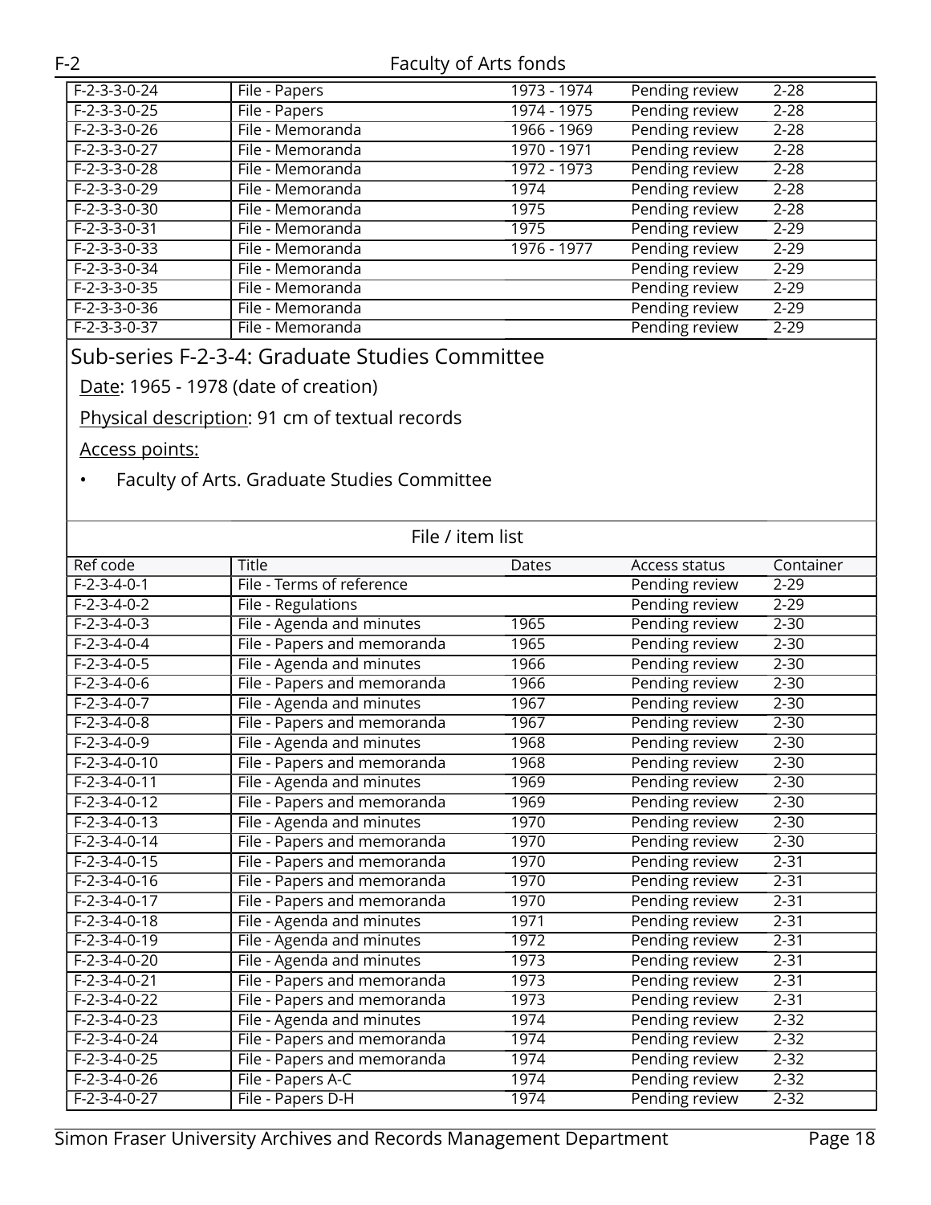| Ref code | Title | Dates | Access status | Container |
|---|---|---|---|---|
| F-2-3-3-0-24 | File - Papers | 1973 - 1974 | Pending review | 2-28 |
| F-2-3-3-0-25 | File - Papers | 1974 - 1975 | Pending review | 2-28 |
| F-2-3-3-0-26 | File - Memoranda | 1966 - 1969 | Pending review | 2-28 |
| F-2-3-3-0-27 | File - Memoranda | 1970 - 1971 | Pending review | 2-28 |
| F-2-3-3-0-28 | File - Memoranda | 1972 - 1973 | Pending review | 2-28 |
| F-2-3-3-0-29 | File - Memoranda | 1974 | Pending review | 2-28 |
| F-2-3-3-0-30 | File - Memoranda | 1975 | Pending review | 2-28 |
| F-2-3-3-0-31 | File - Memoranda | 1975 | Pending review | 2-29 |
| F-2-3-3-0-33 | File - Memoranda | 1976 - 1977 | Pending review | 2-29 |
| F-2-3-3-0-34 | File - Memoranda | | Pending review | 2-29 |
| F-2-3-3-0-35 | File - Memoranda | | Pending review | 2-29 |
| F-2-3-3-0-36 | File - Memoranda | | Pending review | 2-29 |
| F-2-3-3-0-37 | File - Memoranda | | Pending review | 2-29 |

## Sub-series F-2-3-4: Graduate Studies Committee

Date: 1965 - 1978 (date of creation)

Physical description: 91 cm of textual records

Access points:

- Faculty of Arts. Graduate Studies Committee

File / item list

| Ref code | Title | Dates | Access status | Container |
|---|---|---|---|---|
| F-2-3-4-0-1 | File - Terms of reference | | Pending review | 2-29 |
| F-2-3-4-0-2 | File - Regulations | | Pending review | 2-29 |
| F-2-3-4-0-3 | File - Agenda and minutes | 1965 | Pending review | 2-30 |
| F-2-3-4-0-4 | File - Papers and memoranda | 1965 | Pending review | 2-30 |
| F-2-3-4-0-5 | File - Agenda and minutes | 1966 | Pending review | 2-30 |
| F-2-3-4-0-6 | File - Papers and memoranda | 1966 | Pending review | 2-30 |
| F-2-3-4-0-7 | File - Agenda and minutes | 1967 | Pending review | 2-30 |
| F-2-3-4-0-8 | File - Papers and memoranda | 1967 | Pending review | 2-30 |
| F-2-3-4-0-9 | File - Agenda and minutes | 1968 | Pending review | 2-30 |
| F-2-3-4-0-10 | File - Papers and memoranda | 1968 | Pending review | 2-30 |
| F-2-3-4-0-11 | File - Agenda and minutes | 1969 | Pending review | 2-30 |
| F-2-3-4-0-12 | File - Papers and memoranda | 1969 | Pending review | 2-30 |
| F-2-3-4-0-13 | File - Agenda and minutes | 1970 | Pending review | 2-30 |
| F-2-3-4-0-14 | File - Papers and memoranda | 1970 | Pending review | 2-30 |
| F-2-3-4-0-15 | File - Papers and memoranda | 1970 | Pending review | 2-31 |
| F-2-3-4-0-16 | File - Papers and memoranda | 1970 | Pending review | 2-31 |
| F-2-3-4-0-17 | File - Papers and memoranda | 1970 | Pending review | 2-31 |
| F-2-3-4-0-18 | File - Agenda and minutes | 1971 | Pending review | 2-31 |
| F-2-3-4-0-19 | File - Agenda and minutes | 1972 | Pending review | 2-31 |
| F-2-3-4-0-20 | File - Agenda and minutes | 1973 | Pending review | 2-31 |
| F-2-3-4-0-21 | File - Papers and memoranda | 1973 | Pending review | 2-31 |
| F-2-3-4-0-22 | File - Papers and memoranda | 1973 | Pending review | 2-31 |
| F-2-3-4-0-23 | File - Agenda and minutes | 1974 | Pending review | 2-32 |
| F-2-3-4-0-24 | File - Papers and memoranda | 1974 | Pending review | 2-32 |
| F-2-3-4-0-25 | File - Papers and memoranda | 1974 | Pending review | 2-32 |
| F-2-3-4-0-26 | File - Papers A-C | 1974 | Pending review | 2-32 |
| F-2-3-4-0-27 | File - Papers D-H | 1974 | Pending review | 2-32 |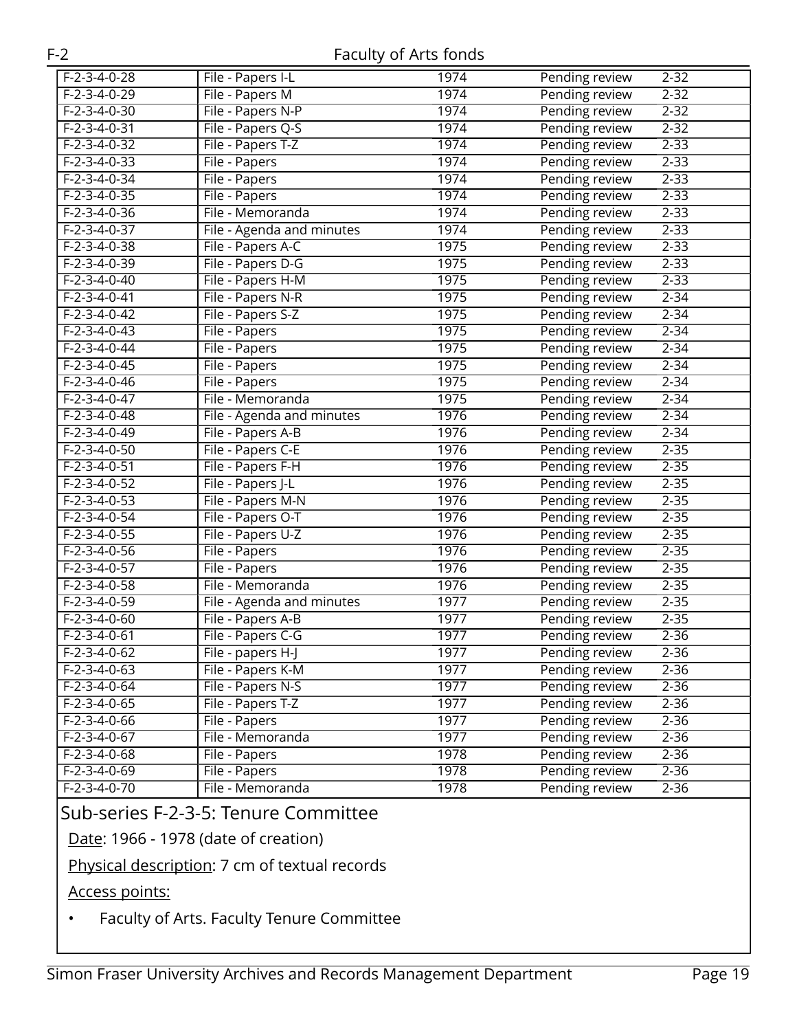| | | | | |
|---|---|---|---|---|
| F-2-3-4-0-28 | File - Papers I-L | 1974 | Pending review | 2-32 |
| F-2-3-4-0-29 | File - Papers M | 1974 | Pending review | 2-32 |
| F-2-3-4-0-30 | File - Papers N-P | 1974 | Pending review | 2-32 |
| F-2-3-4-0-31 | File - Papers Q-S | 1974 | Pending review | 2-32 |
| F-2-3-4-0-32 | File - Papers T-Z | 1974 | Pending review | 2-33 |
| F-2-3-4-0-33 | File - Papers | 1974 | Pending review | 2-33 |
| F-2-3-4-0-34 | File - Papers | 1974 | Pending review | 2-33 |
| F-2-3-4-0-35 | File - Papers | 1974 | Pending review | 2-33 |
| F-2-3-4-0-36 | File - Memoranda | 1974 | Pending review | 2-33 |
| F-2-3-4-0-37 | File - Agenda and minutes | 1974 | Pending review | 2-33 |
| F-2-3-4-0-38 | File - Papers A-C | 1975 | Pending review | 2-33 |
| F-2-3-4-0-39 | File - Papers D-G | 1975 | Pending review | 2-33 |
| F-2-3-4-0-40 | File - Papers H-M | 1975 | Pending review | 2-33 |
| F-2-3-4-0-41 | File - Papers N-R | 1975 | Pending review | 2-34 |
| F-2-3-4-0-42 | File - Papers S-Z | 1975 | Pending review | 2-34 |
| F-2-3-4-0-43 | File - Papers | 1975 | Pending review | 2-34 |
| F-2-3-4-0-44 | File - Papers | 1975 | Pending review | 2-34 |
| F-2-3-4-0-45 | File - Papers | 1975 | Pending review | 2-34 |
| F-2-3-4-0-46 | File - Papers | 1975 | Pending review | 2-34 |
| F-2-3-4-0-47 | File - Memoranda | 1975 | Pending review | 2-34 |
| F-2-3-4-0-48 | File - Agenda and minutes | 1976 | Pending review | 2-34 |
| F-2-3-4-0-49 | File - Papers A-B | 1976 | Pending review | 2-34 |
| F-2-3-4-0-50 | File - Papers C-E | 1976 | Pending review | 2-35 |
| F-2-3-4-0-51 | File - Papers F-H | 1976 | Pending review | 2-35 |
| F-2-3-4-0-52 | File - Papers J-L | 1976 | Pending review | 2-35 |
| F-2-3-4-0-53 | File - Papers M-N | 1976 | Pending review | 2-35 |
| F-2-3-4-0-54 | File - Papers O-T | 1976 | Pending review | 2-35 |
| F-2-3-4-0-55 | File - Papers U-Z | 1976 | Pending review | 2-35 |
| F-2-3-4-0-56 | File - Papers | 1976 | Pending review | 2-35 |
| F-2-3-4-0-57 | File - Papers | 1976 | Pending review | 2-35 |
| F-2-3-4-0-58 | File - Memoranda | 1976 | Pending review | 2-35 |
| F-2-3-4-0-59 | File - Agenda and minutes | 1977 | Pending review | 2-35 |
| F-2-3-4-0-60 | File - Papers A-B | 1977 | Pending review | 2-35 |
| F-2-3-4-0-61 | File - Papers C-G | 1977 | Pending review | 2-36 |
| F-2-3-4-0-62 | File - papers H-J | 1977 | Pending review | 2-36 |
| F-2-3-4-0-63 | File - Papers K-M | 1977 | Pending review | 2-36 |
| F-2-3-4-0-64 | File - Papers N-S | 1977 | Pending review | 2-36 |
| F-2-3-4-0-65 | File - Papers T-Z | 1977 | Pending review | 2-36 |
| F-2-3-4-0-66 | File - Papers | 1977 | Pending review | 2-36 |
| F-2-3-4-0-67 | File - Memoranda | 1977 | Pending review | 2-36 |
| F-2-3-4-0-68 | File - Papers | 1978 | Pending review | 2-36 |
| F-2-3-4-0-69 | File - Papers | 1978 | Pending review | 2-36 |
| F-2-3-4-0-70 | File - Memoranda | 1978 | Pending review | 2-36 |

## Sub-series F-2-3-5: Tenure Committee

Date: 1966 - 1978 (date of creation)

Physical description: 7 cm of textual records

Access points:

- Faculty of Arts. Faculty Tenure Committee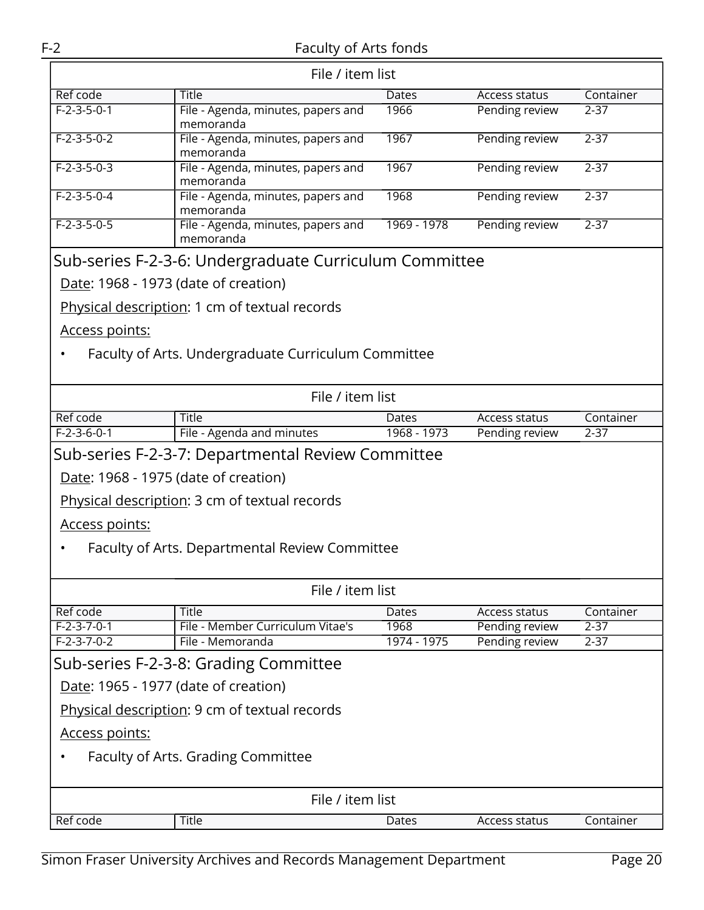File / item list

| Ref code | Title | Dates | Access status | Container |
|---|---|---|---|---|
| F-2-3-5-0-1 | File - Agenda, minutes, papers and memoranda | 1966 | Pending review | 2-37 |
| F-2-3-5-0-2 | File - Agenda, minutes, papers and memoranda | 1967 | Pending review | 2-37 |
| F-2-3-5-0-3 | File - Agenda, minutes, papers and memoranda | 1967 | Pending review | 2-37 |
| F-2-3-5-0-4 | File - Agenda, minutes, papers and memoranda | 1968 | Pending review | 2-37 |
| F-2-3-5-0-5 | File - Agenda, minutes, papers and memoranda | 1969 - 1978 | Pending review | 2-37 |

## Sub-series F-2-3-6: Undergraduate Curriculum Committee

Date: 1968 - 1973 (date of creation)

Physical description: 1 cm of textual records

Access points:

- Faculty of Arts. Undergraduate Curriculum Committee

File / item list

| Ref code | Title | Dates | Access status | Container |
|---|---|---|---|---|
| F-2-3-6-0-1 | File - Agenda and minutes | 1968 - 1973 | Pending review | 2-37 |

## Sub-series F-2-3-7: Departmental Review Committee

Date: 1968 - 1975 (date of creation)

Physical description: 3 cm of textual records

Access points:

- Faculty of Arts. Departmental Review Committee

File / item list

| Ref code | Title | Dates | Access status | Container |
|---|---|---|---|---|
| F-2-3-7-0-1 | File - Member Curriculum Vitae's | 1968 | Pending review | 2-37 |
| F-2-3-7-0-2 | File - Memoranda | 1974 - 1975 | Pending review | 2-37 |

## Sub-series F-2-3-8: Grading Committee

Date: 1965 - 1977 (date of creation)

Physical description: 9 cm of textual records

Access points:

- Faculty of Arts. Grading Committee

File / item list

| Ref code | Title | Dates | Access status | Container |
|---|---|---|---|---|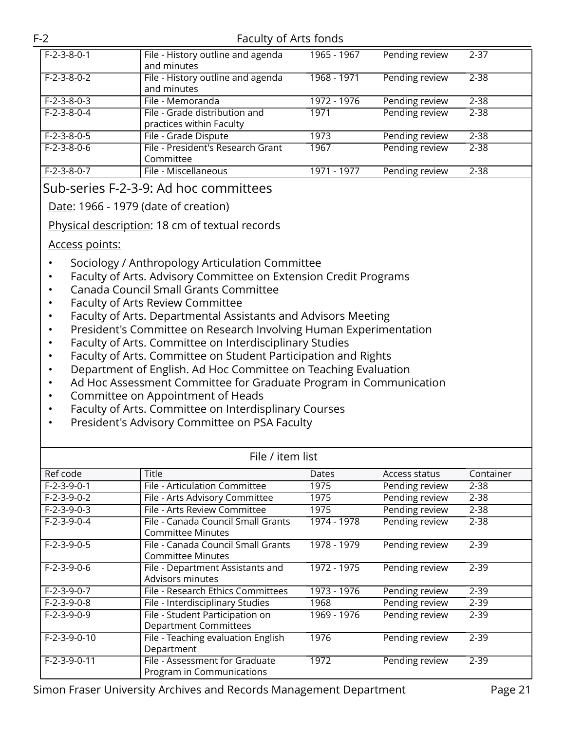| Ref code | Title | Dates | Access status | Container |
|---|---|---|---|---|
| F-2-3-8-0-1 | File - History outline and agenda and minutes | 1965 - 1967 | Pending review | 2-37 |
| F-2-3-8-0-2 | File - History outline and agenda and minutes | 1968 - 1971 | Pending review | 2-38 |
| F-2-3-8-0-3 | File - Memoranda | 1972 - 1976 | Pending review | 2-38 |
| F-2-3-8-0-4 | File - Grade distribution and practices within Faculty | 1971 | Pending review | 2-38 |
| F-2-3-8-0-5 | File - Grade Dispute | 1973 | Pending review | 2-38 |
| F-2-3-8-0-6 | File - President's Research Grant Committee | 1967 | Pending review | 2-38 |
| F-2-3-8-0-7 | File - Miscellaneous | 1971 - 1977 | Pending review | 2-38 |

## Sub-series F-2-3-9: Ad hoc committees

Date: 1966 - 1979 (date of creation)

Physical description: 18 cm of textual records

Access points:

- Sociology / Anthropology Articulation Committee
- Faculty of Arts. Advisory Committee on Extension Credit Programs
- Canada Council Small Grants Committee
- Faculty of Arts Review Committee
- Faculty of Arts. Departmental Assistants and Advisors Meeting
- President's Committee on Research Involving Human Experimentation
- Faculty of Arts. Committee on Interdisciplinary Studies
- Faculty of Arts. Committee on Student Participation and Rights
- Department of English. Ad Hoc Committee on Teaching Evaluation
- Ad Hoc Assessment Committee for Graduate Program in Communication
- Committee on Appointment of Heads
- Faculty of Arts. Committee on Interdisplinary Courses
- President's Advisory Committee on PSA Faculty

File / item list

| Ref code | Title | Dates | Access status | Container |
|---|---|---|---|---|
| F-2-3-9-0-1 | File - Articulation Committee | 1975 | Pending review | 2-38 |
| F-2-3-9-0-2 | File - Arts Advisory Committee | 1975 | Pending review | 2-38 |
| F-2-3-9-0-3 | File - Arts Review Committee | 1975 | Pending review | 2-38 |
| F-2-3-9-0-4 | File - Canada Council Small Grants Committee Minutes | 1974 - 1978 | Pending review | 2-38 |
| F-2-3-9-0-5 | File - Canada Council Small Grants Committee Minutes | 1978 - 1979 | Pending review | 2-39 |
| F-2-3-9-0-6 | File - Department Assistants and Advisors minutes | 1972 - 1975 | Pending review | 2-39 |
| F-2-3-9-0-7 | File - Research Ethics Committees | 1973 - 1976 | Pending review | 2-39 |
| F-2-3-9-0-8 | File - Interdisciplinary Studies | 1968 | Pending review | 2-39 |
| F-2-3-9-0-9 | File - Student Participation on Department Committees | 1969 - 1976 | Pending review | 2-39 |
| F-2-3-9-0-10 | File - Teaching evaluation English Department | 1976 | Pending review | 2-39 |
| F-2-3-9-0-11 | File - Assessment for Graduate Program in Communications | 1972 | Pending review | 2-39 |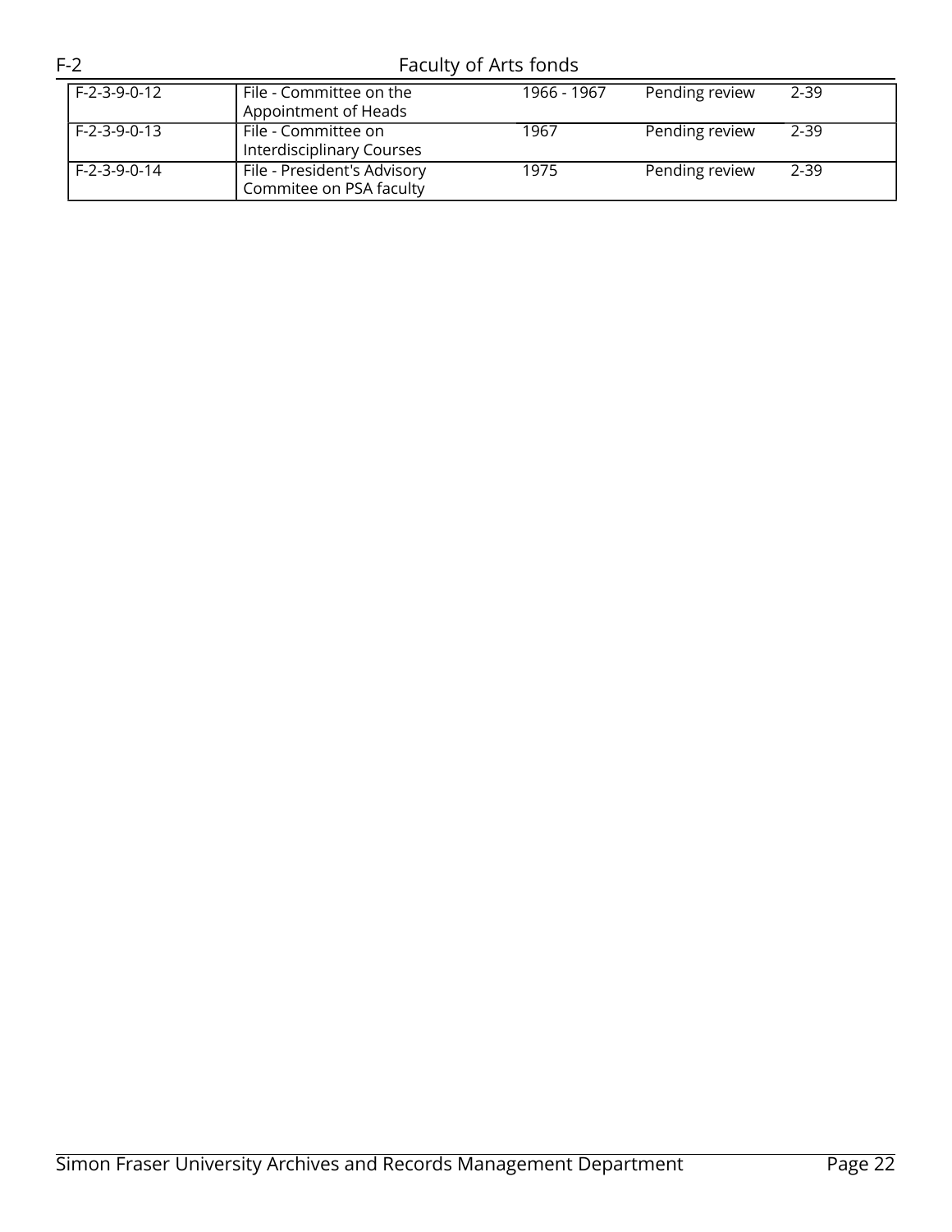| | | | | |
|---|---|---|---|---|
| F-2-3-9-0-12 | File - Committee on the Appointment of Heads | 1966 - 1967 | Pending review | 2-39 |
| F-2-3-9-0-13 | File - Committee on Interdisciplinary Courses | 1967 | Pending review | 2-39 |
| F-2-3-9-0-14 | File - President's Advisory Commitee on PSA faculty | 1975 | Pending review | 2-39 |